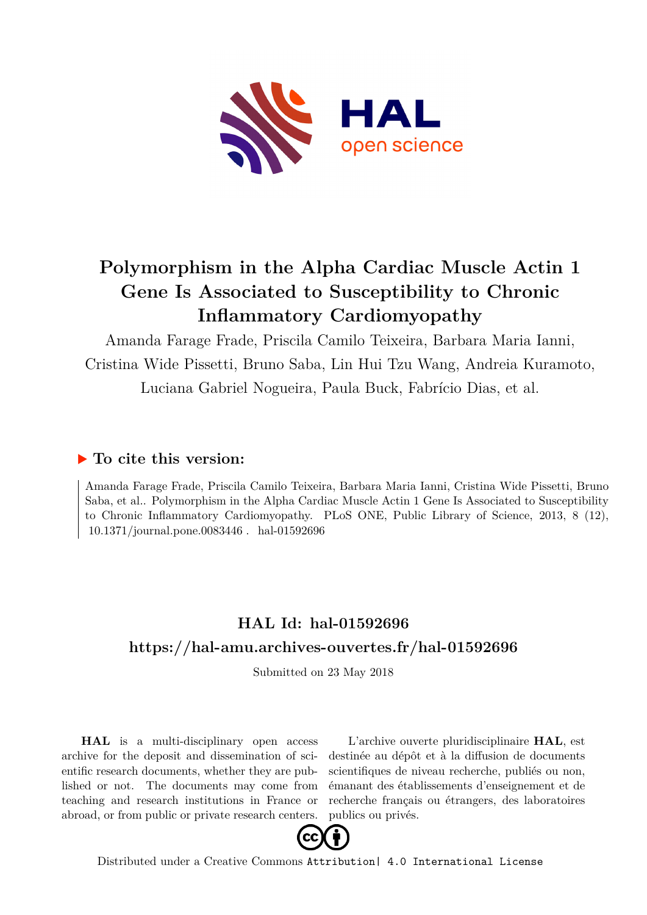# Polymorphism in the Alpha Cardiac Muscle Actin 1 Gene Is Associated to Susceptibility to Chronic Inflammatory Cardiomyopathy

Amanda Farage Frade, Priscila Camilo Teixeira, Barbara Maria Ianni, Cristina Wide Pissetti, Bruno Saba, Lin Hui Tzu Wang, Andreia Kuramoto, Luciana Gabriel Nogueira, Paula Buck, Fabrício Dias, et al.

## ▶ To cite this version:

Amanda Farage Frade, Priscila Camilo Teixeira, Barbara Maria Ianni, Cristina Wide Pissetti, Bruno Saba, et al.. Polymorphism in the Alpha Cardiac Muscle Actin 1 Gene Is Associated to Susceptibility to Chronic Inflammatory Cardiomyopathy. PLoS ONE, Public Library of Science, 2013, 8 (12), 10.1371/journal.pone.0083446 . hal-01592696

## HAL Id: hal-01592696

## https://hal-amu.archives-ouvertes.fr/hal-01592696

Submitted on 23 May 2018

**HAL** is a multi-disciplinary open access archive for the deposit and dissemination of scientific research documents, whether they are published or not. The documents may come from teaching and research institutions in France or abroad, or from public or private research centers.

L'archive ouverte pluridisciplinaire **HAL**, est destinée au dépôt et à la diffusion de documents scientifiques de niveau recherche, publiés ou non, émanant des établissements d'enseignement et de recherche français ou étrangers, des laboratoires publics ou privés.

Distributed under a Creative Commons Attribution| 4.0 International License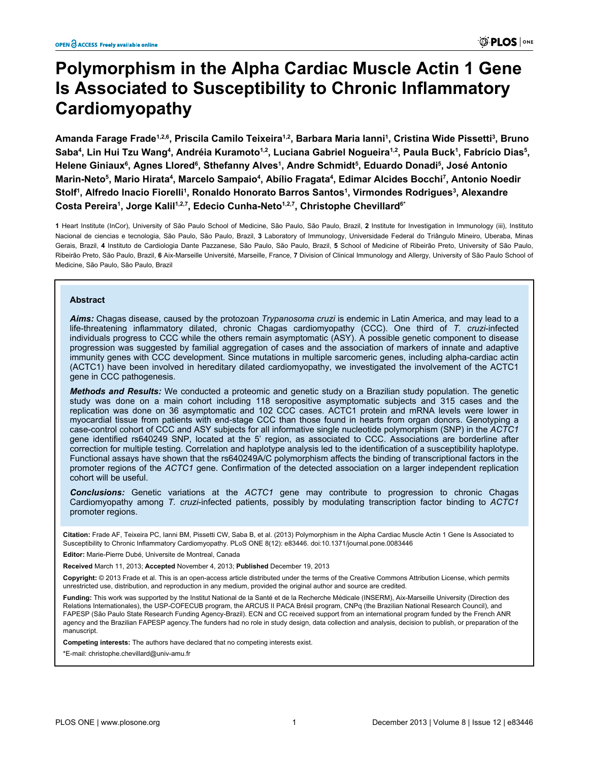# Polymorphism in the Alpha Cardiac Muscle Actin 1 Gene Is Associated to Susceptibility to Chronic Inflammatory Cardiomyopathy

**Amanda Farage Frade[1,2,6], Priscila Camilo Teixeira[1,2], Barbara Maria Ianni[1], Cristina Wide Pissetti[3], Bruno Saba[4], Lin Hui Tzu Wang[4], Andréia Kuramoto[1,2], Luciana Gabriel Nogueira[1,2], Paula Buck[1], Fabrício Dias[5], Helene Giniaux[6], Agnes Llored[6], Sthefanny Alves[1], Andre Schmidt[5], Eduardo Donadi[5], José Antonio Marin-Neto[5], Mario Hirata[4], Marcelo Sampaio[4], Abílio Fragata[4], Edimar Alcides Bocchi[7], Antonio Noedir Stolf[1], Alfredo Inacio Fiorelli[1], Ronaldo Honorato Barros Santos[1], Virmondes Rodrigues[3], Alexandre Costa Pereira[1], Jorge Kalil[1,2,7], Edecio Cunha-Neto[1,2,7], Christophe Chevillard[6*]**

**1** Heart Institute (InCor), University of São Paulo School of Medicine, São Paulo, São Paulo, Brazil, **2** Institute for Investigation in Immunology (iii), Instituto Nacional de ciencias e tecnologia, São Paulo, São Paulo, Brazil, **3** Laboratory of Immunology, Universidade Federal do Triângulo Mineiro, Uberaba, Minas Gerais, Brazil, **4** Instituto de Cardiologia Dante Pazzanese, São Paulo, São Paulo, Brazil, **5** School of Medicine of Ribeirão Preto, University of São Paulo, Ribeirão Preto, São Paulo, Brazil, **6** Aix-Marseille Université, Marseille, France, **7** Division of Clinical Immunology and Allergy, University of São Paulo School of Medicine, São Paulo, São Paulo, Brazil

## Abstract

***Aims:*** Chagas disease, caused by the protozoan *Trypanosoma cruzi* is endemic in Latin America, and may lead to a life-threatening inflammatory dilated, chronic Chagas cardiomyopathy (CCC). One third of *T. cruzi*-infected individuals progress to CCC while the others remain asymptomatic (ASY). A possible genetic component to disease progression was suggested by familial aggregation of cases and the association of markers of innate and adaptive immunity genes with CCC development. Since mutations in multiple sarcomeric genes, including alpha-cardiac actin (ACTC1) have been involved in hereditary dilated cardiomyopathy, we investigated the involvement of the ACTC1 gene in CCC pathogenesis.

***Methods and Results:*** We conducted a proteomic and genetic study on a Brazilian study population. The genetic study was done on a main cohort including 118 seropositive asymptomatic subjects and 315 cases and the replication was done on 36 asymptomatic and 102 CCC cases. ACTC1 protein and mRNA levels were lower in myocardial tissue from patients with end-stage CCC than those found in hearts from organ donors. Genotyping a case-control cohort of CCC and ASY subjects for all informative single nucleotide polymorphism (SNP) in the *ACTC1* gene identified rs640249 SNP, located at the 5' region, as associated to CCC. Associations are borderline after correction for multiple testing. Correlation and haplotype analysis led to the identification of a susceptibility haplotype. Functional assays have shown that the rs640249A/C polymorphism affects the binding of transcriptional factors in the promoter regions of the *ACTC1* gene. Confirmation of the detected association on a larger independent replication cohort will be useful.

***Conclusions:*** Genetic variations at the *ACTC1* gene may contribute to progression to chronic Chagas Cardiomyopathy among *T. cruzi*-infected patients, possibly by modulating transcription factor binding to *ACTC1* promoter regions.

**Citation:** Frade AF, Teixeira PC, Ianni BM, Pissetti CW, Saba B, et al. (2013) Polymorphism in the Alpha Cardiac Muscle Actin 1 Gene Is Associated to Susceptibility to Chronic Inflammatory Cardiomyopathy. PLoS ONE 8(12): e83446. doi:10.1371/journal.pone.0083446

**Editor:** Marie-Pierre Dubé, Universite de Montreal, Canada

**Received** March 11, 2013; **Accepted** November 4, 2013; **Published** December 19, 2013

**Copyright:** © 2013 Frade et al. This is an open-access article distributed under the terms of the Creative Commons Attribution License, which permits unrestricted use, distribution, and reproduction in any medium, provided the original author and source are credited.

**Funding:** This work was supported by the Institut National de la Santé et de la Recherche Médicale (INSERM), Aix-Marseille University (Direction des Relations Internationales), the USP-COFECUB program, the ARCUS II PACA Brésil program, CNPq (the Brazilian National Research Council), and FAPESP (São Paulo State Research Funding Agency-Brazil). ECN and CC received support from an international program funded by the French ANR agency and the Brazilian FAPESP agency.The funders had no role in study design, data collection and analysis, decision to publish, or preparation of the manuscript.

**Competing interests:** The authors have declared that no competing interests exist.

*E-mail: christophe.chevillard@univ-amu.fr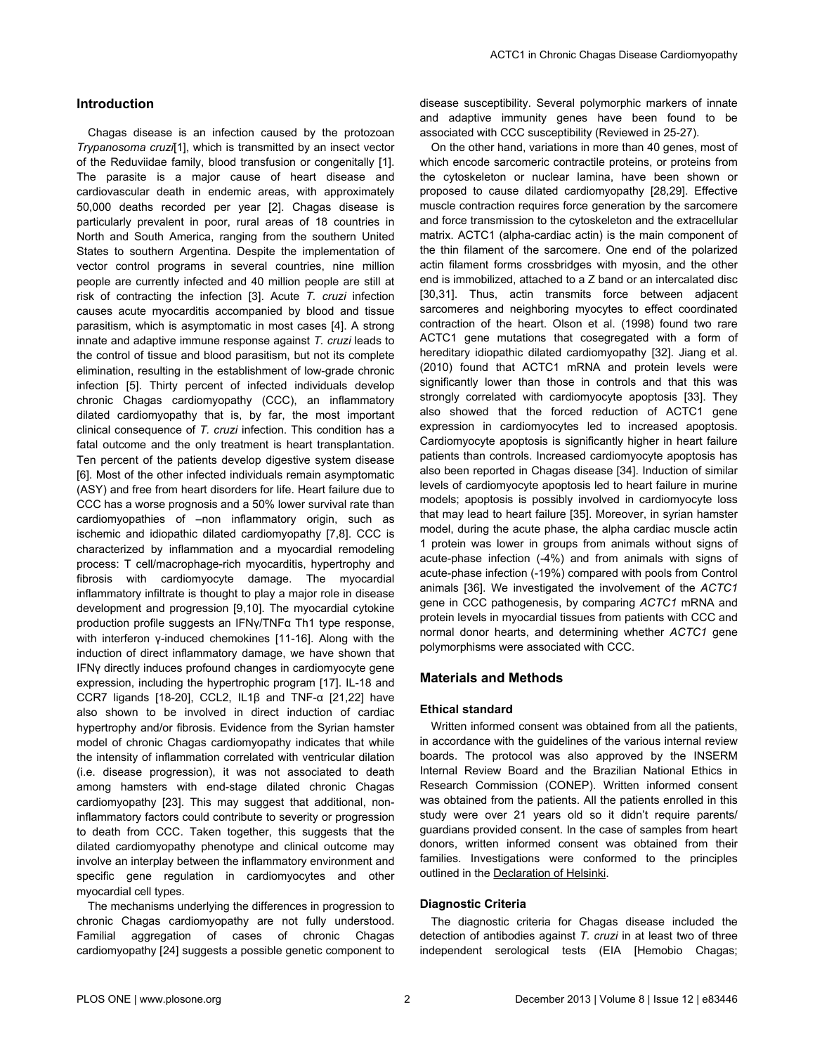## Introduction

Chagas disease is an infection caused by the protozoan *Trypanosoma cruzi*[1], which is transmitted by an insect vector of the Reduviidae family, blood transfusion or congenitally [1]. The parasite is a major cause of heart disease and cardiovascular death in endemic areas, with approximately 50,000 deaths recorded per year [2]. Chagas disease is particularly prevalent in poor, rural areas of 18 countries in North and South America, ranging from the southern United States to southern Argentina. Despite the implementation of vector control programs in several countries, nine million people are currently infected and 40 million people are still at risk of contracting the infection [3]. Acute *T. cruzi* infection causes acute myocarditis accompanied by blood and tissue parasitism, which is asymptomatic in most cases [4]. A strong innate and adaptive immune response against *T. cruzi* leads to the control of tissue and blood parasitism, but not its complete elimination, resulting in the establishment of low-grade chronic infection [5]. Thirty percent of infected individuals develop chronic Chagas cardiomyopathy (CCC), an inflammatory dilated cardiomyopathy that is, by far, the most important clinical consequence of *T. cruzi* infection. This condition has a fatal outcome and the only treatment is heart transplantation. Ten percent of the patients develop digestive system disease [6]. Most of the other infected individuals remain asymptomatic (ASY) and free from heart disorders for life. Heart failure due to CCC has a worse prognosis and a 50% lower survival rate than cardiomyopathies of –non inflammatory origin, such as ischemic and idiopathic dilated cardiomyopathy [7,8]. CCC is characterized by inflammation and a myocardial remodeling process: T cell/macrophage-rich myocarditis, hypertrophy and fibrosis with cardiomyocyte damage. The myocardial inflammatory infiltrate is thought to play a major role in disease development and progression [9,10]. The myocardial cytokine production profile suggests an IFNγ/TNFα Th1 type response, with interferon γ-induced chemokines [11-16]. Along with the induction of direct inflammatory damage, we have shown that IFNγ directly induces profound changes in cardiomyocyte gene expression, including the hypertrophic program [17]. IL-18 and CCR7 ligands [18-20], CCL2, IL1β and TNF-α [21,22] have also shown to be involved in direct induction of cardiac hypertrophy and/or fibrosis. Evidence from the Syrian hamster model of chronic Chagas cardiomyopathy indicates that while the intensity of inflammation correlated with ventricular dilation (i.e. disease progression), it was not associated to death among hamsters with end-stage dilated chronic Chagas cardiomyopathy [23]. This may suggest that additional, non-inflammatory factors could contribute to severity or progression to death from CCC. Taken together, this suggests that the dilated cardiomyopathy phenotype and clinical outcome may involve an interplay between the inflammatory environment and specific gene regulation in cardiomyocytes and other myocardial cell types.

The mechanisms underlying the differences in progression to chronic Chagas cardiomyopathy are not fully understood. Familial aggregation of cases of chronic Chagas cardiomyopathy [24] suggests a possible genetic component to disease susceptibility. Several polymorphic markers of innate and adaptive immunity genes have been found to be associated with CCC susceptibility (Reviewed in 25-27).

On the other hand, variations in more than 40 genes, most of which encode sarcomeric contractile proteins, or proteins from the cytoskeleton or nuclear lamina, have been shown or proposed to cause dilated cardiomyopathy [28,29]. Effective muscle contraction requires force generation by the sarcomere and force transmission to the cytoskeleton and the extracellular matrix. ACTC1 (alpha-cardiac actin) is the main component of the thin filament of the sarcomere. One end of the polarized actin filament forms crossbridges with myosin, and the other end is immobilized, attached to a Z band or an intercalated disc [30,31]. Thus, actin transmits force between adjacent sarcomeres and neighboring myocytes to effect coordinated contraction of the heart. Olson et al. (1998) found two rare ACTC1 gene mutations that cosegregated with a form of hereditary idiopathic dilated cardiomyopathy [32]. Jiang et al. (2010) found that ACTC1 mRNA and protein levels were significantly lower than those in controls and that this was strongly correlated with cardiomyocyte apoptosis [33]. They also showed that the forced reduction of ACTC1 gene expression in cardiomyocytes led to increased apoptosis. Cardiomyocyte apoptosis is significantly higher in heart failure patients than controls. Increased cardiomyocyte apoptosis has also been reported in Chagas disease [34]. Induction of similar levels of cardiomyocyte apoptosis led to heart failure in murine models; apoptosis is possibly involved in cardiomyocyte loss that may lead to heart failure [35]. Moreover, in syrian hamster model, during the acute phase, the alpha cardiac muscle actin 1 protein was lower in groups from animals without signs of acute-phase infection (-4%) and from animals with signs of acute-phase infection (-19%) compared with pools from Control animals [36]. We investigated the involvement of the *ACTC1* gene in CCC pathogenesis, by comparing *ACTC1* mRNA and protein levels in myocardial tissues from patients with CCC and normal donor hearts, and determining whether *ACTC1* gene polymorphisms were associated with CCC.

## Materials and Methods

### Ethical standard

Written informed consent was obtained from all the patients, in accordance with the guidelines of the various internal review boards. The protocol was also approved by the INSERM Internal Review Board and the Brazilian National Ethics in Research Commission (CONEP). Written informed consent was obtained from the patients. All the patients enrolled in this study were over 21 years old so it didn't require parents/guardians provided consent. In the case of samples from heart donors, written informed consent was obtained from their families. Investigations were conformed to the principles outlined in the Declaration of Helsinki.

### Diagnostic Criteria

The diagnostic criteria for Chagas disease included the detection of antibodies against *T. cruzi* in at least two of three independent serological tests (EIA [Hemobio Chagas;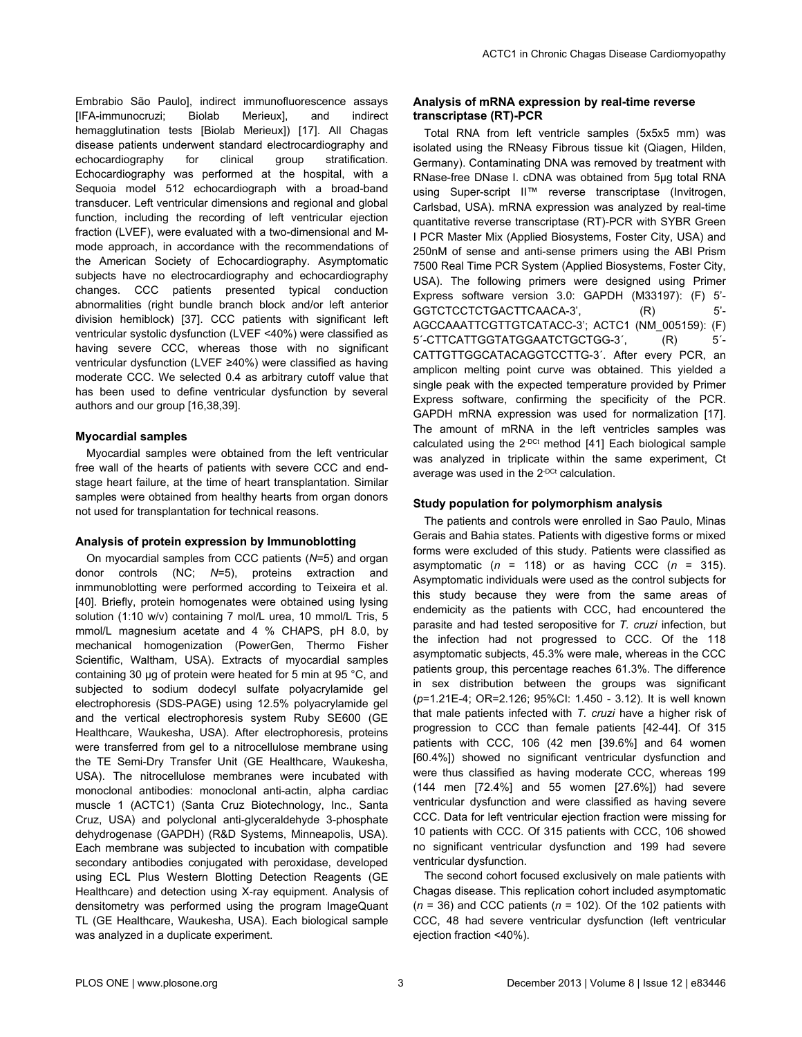Embrabio São Paulo], indirect immunofluorescence assays [IFA-immunocruzi; Biolab Merieux], and indirect hemagglutination tests [Biolab Merieux]) [17]. All Chagas disease patients underwent standard electrocardiography and echocardiography for clinical group stratification. Echocardiography was performed at the hospital, with a Sequoia model 512 echocardiograph with a broad-band transducer. Left ventricular dimensions and regional and global function, including the recording of left ventricular ejection fraction (LVEF), were evaluated with a two-dimensional and M-mode approach, in accordance with the recommendations of the American Society of Echocardiography. Asymptomatic subjects have no electrocardiography and echocardiography changes. CCC patients presented typical conduction abnormalities (right bundle branch block and/or left anterior division hemiblock) [37]. CCC patients with significant left ventricular systolic dysfunction (LVEF <40%) were classified as having severe CCC, whereas those with no significant ventricular dysfunction (LVEF ≥40%) were classified as having moderate CCC. We selected 0.4 as arbitrary cutoff value that has been used to define ventricular dysfunction by several authors and our group [16,38,39].

### Myocardial samples

Myocardial samples were obtained from the left ventricular free wall of the hearts of patients with severe CCC and end-stage heart failure, at the time of heart transplantation. Similar samples were obtained from healthy hearts from organ donors not used for transplantation for technical reasons.

### Analysis of protein expression by Immunoblotting

On myocardial samples from CCC patients (*N*=5) and organ donor controls (NC; *N*=5), proteins extraction and inmmunoblotting were performed according to Teixeira et al. [40]. Briefly, protein homogenates were obtained using lysing solution (1:10 w/v) containing 7 mol/L urea, 10 mmol/L Tris, 5 mmol/L magnesium acetate and 4 % CHAPS, pH 8.0, by mechanical homogenization (PowerGen, Thermo Fisher Scientific, Waltham, USA). Extracts of myocardial samples containing 30 µg of protein were heated for 5 min at 95 °C, and subjected to sodium dodecyl sulfate polyacrylamide gel electrophoresis (SDS-PAGE) using 12.5% polyacrylamide gel and the vertical electrophoresis system Ruby SE600 (GE Healthcare, Waukesha, USA). After electrophoresis, proteins were transferred from gel to a nitrocellulose membrane using the TE Semi-Dry Transfer Unit (GE Healthcare, Waukesha, USA). The nitrocellulose membranes were incubated with monoclonal antibodies: monoclonal anti-actin, alpha cardiac muscle 1 (ACTC1) (Santa Cruz Biotechnology, Inc., Santa Cruz, USA) and polyclonal anti-glyceraldehyde 3-phosphate dehydrogenase (GAPDH) (R&D Systems, Minneapolis, USA). Each membrane was subjected to incubation with compatible secondary antibodies conjugated with peroxidase, developed using ECL Plus Western Blotting Detection Reagents (GE Healthcare) and detection using X-ray equipment. Analysis of densitometry was performed using the program ImageQuant TL (GE Healthcare, Waukesha, USA). Each biological sample was analyzed in a duplicate experiment.

### Analysis of mRNA expression by real-time reverse transcriptase (RT)-PCR

Total RNA from left ventricle samples (5x5x5 mm) was isolated using the RNeasy Fibrous tissue kit (Qiagen, Hilden, Germany). Contaminating DNA was removed by treatment with RNase-free DNase I. cDNA was obtained from 5µg total RNA using Super-script II™ reverse transcriptase (Invitrogen, Carlsbad, USA). mRNA expression was analyzed by real-time quantitative reverse transcriptase (RT)-PCR with SYBR Green I PCR Master Mix (Applied Biosystems, Foster City, USA) and 250nM of sense and anti-sense primers using the ABI Prism 7500 Real Time PCR System (Applied Biosystems, Foster City, USA). The following primers were designed using Primer Express software version 3.0: GAPDH (M33197): (F) 5'-GGTCTCCTCTGACTTCAACA-3', (R) 5'-AGCCAAATTCGTTGTCATACC-3'; ACTC1 (NM_005159): (F) 5´-CTTCATTGGTATGGAATCTGCTGG-3´, (R) 5´-CATTGTTGGCATACAGGTCCTTG-3´. After every PCR, an amplicon melting point curve was obtained. This yielded a single peak with the expected temperature provided by Primer Express software, confirming the specificity of the PCR. GAPDH mRNA expression was used for normalization [17]. The amount of mRNA in the left ventricles samples was calculated using the $2^{-DCt}$ method [41] Each biological sample was analyzed in triplicate within the same experiment, Ct average was used in the $2^{-DCt}$ calculation.

### Study population for polymorphism analysis

The patients and controls were enrolled in Sao Paulo, Minas Gerais and Bahia states. Patients with digestive forms or mixed forms were excluded of this study. Patients were classified as asymptomatic (*n* = 118) or as having CCC (*n* = 315). Asymptomatic individuals were used as the control subjects for this study because they were from the same areas of endemicity as the patients with CCC, had encountered the parasite and had tested seropositive for *T. cruzi* infection, but the infection had not progressed to CCC. Of the 118 asymptomatic subjects, 45.3% were male, whereas in the CCC patients group, this percentage reaches 61.3%. The difference in sex distribution between the groups was significant (*p*=1.21E-4; OR=2.126; 95%CI: 1.450 - 3.12). It is well known that male patients infected with *T. cruzi* have a higher risk of progression to CCC than female patients [42-44]. Of 315 patients with CCC, 106 (42 men [39.6%] and 64 women [60.4%]) showed no significant ventricular dysfunction and were thus classified as having moderate CCC, whereas 199 (144 men [72.4%] and 55 women [27.6%]) had severe ventricular dysfunction and were classified as having severe CCC. Data for left ventricular ejection fraction were missing for 10 patients with CCC. Of 315 patients with CCC, 106 showed no significant ventricular dysfunction and 199 had severe ventricular dysfunction.

The second cohort focused exclusively on male patients with Chagas disease. This replication cohort included asymptomatic (*n* = 36) and CCC patients (*n* = 102). Of the 102 patients with CCC, 48 had severe ventricular dysfunction (left ventricular ejection fraction <40%).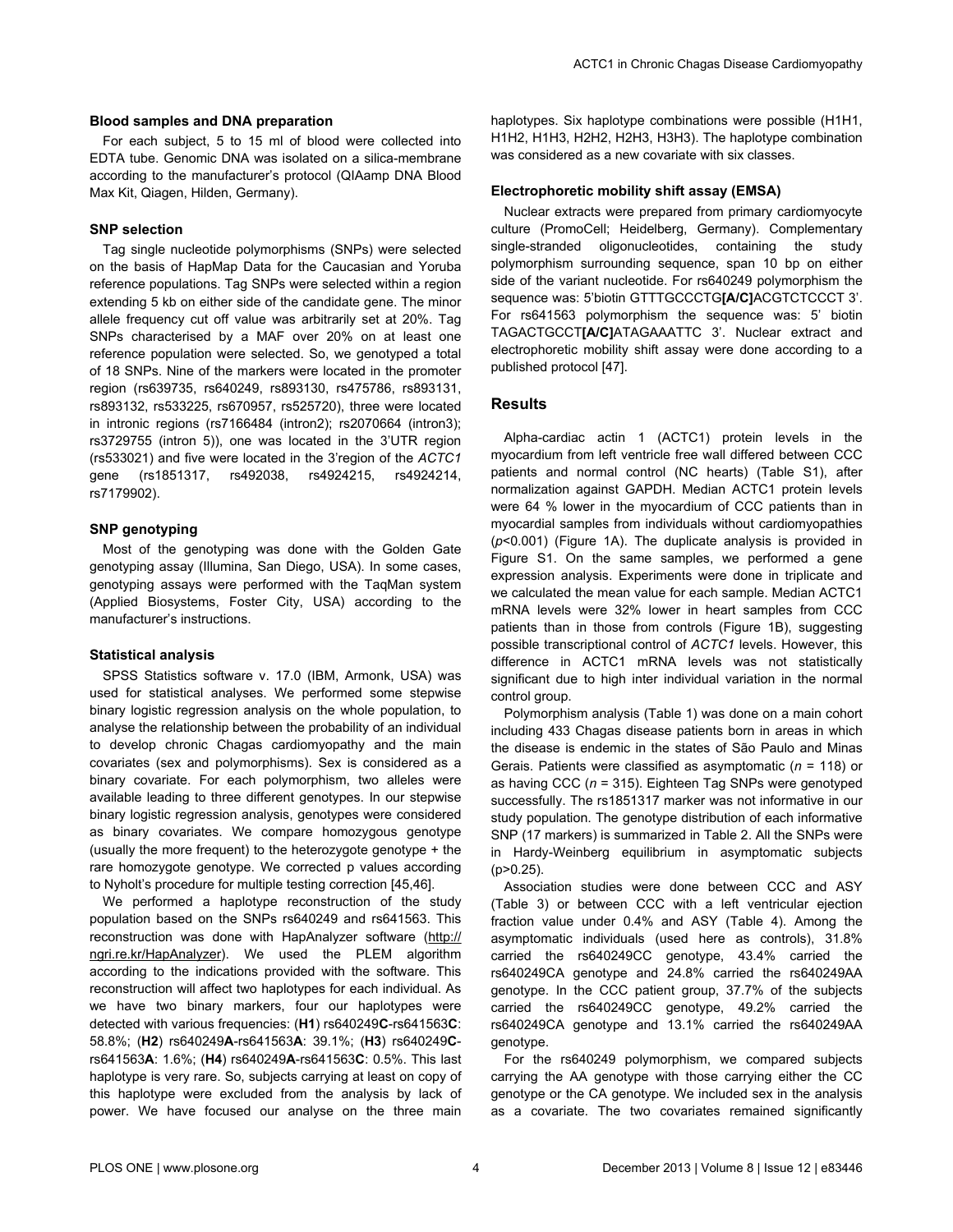### Blood samples and DNA preparation

For each subject, 5 to 15 ml of blood were collected into EDTA tube. Genomic DNA was isolated on a silica-membrane according to the manufacturer's protocol (QIAamp DNA Blood Max Kit, Qiagen, Hilden, Germany).

### SNP selection

Tag single nucleotide polymorphisms (SNPs) were selected on the basis of HapMap Data for the Caucasian and Yoruba reference populations. Tag SNPs were selected within a region extending 5 kb on either side of the candidate gene. The minor allele frequency cut off value was arbitrarily set at 20%. Tag SNPs characterised by a MAF over 20% on at least one reference population were selected. So, we genotyped a total of 18 SNPs. Nine of the markers were located in the promoter region (rs639735, rs640249, rs893130, rs475786, rs893131, rs893132, rs533225, rs670957, rs525720), three were located in intronic regions (rs7166484 (intron2); rs2070664 (intron3); rs3729755 (intron 5)), one was located in the 3'UTR region (rs533021) and five were located in the 3'region of the *ACTC1* gene (rs1851317, rs492038, rs4924215, rs4924214, rs7179902).

### SNP genotyping

Most of the genotyping was done with the Golden Gate genotyping assay (Illumina, San Diego, USA). In some cases, genotyping assays were performed with the TaqMan system (Applied Biosystems, Foster City, USA) according to the manufacturer's instructions.

### Statistical analysis

SPSS Statistics software v. 17.0 (IBM, Armonk, USA) was used for statistical analyses. We performed some stepwise binary logistic regression analysis on the whole population, to analyse the relationship between the probability of an individual to develop chronic Chagas cardiomyopathy and the main covariates (sex and polymorphisms). Sex is considered as a binary covariate. For each polymorphism, two alleles were available leading to three different genotypes. In our stepwise binary logistic regression analysis, genotypes were considered as binary covariates. We compare homozygous genotype (usually the more frequent) to the heterozygote genotype + the rare homozygote genotype. We corrected p values according to Nyholt's procedure for multiple testing correction [45,46].

We performed a haplotype reconstruction of the study population based on the SNPs rs640249 and rs641563. This reconstruction was done with HapAnalyzer software (http://ngri.re.kr/HapAnalyzer). We used the PLEM algorithm according to the indications provided with the software. This reconstruction will affect two haplotypes for each individual. As we have two binary markers, four our haplotypes were detected with various frequencies: (**H1**) rs640249**C**-rs641563**C**: 58.8%; (**H2**) rs640249**A**-rs641563**A**: 39.1%; (**H3**) rs640249**C**-rs641563**A**: 1.6%; (**H4**) rs640249**A**-rs641563**C**: 0.5%. This last haplotype is very rare. So, subjects carrying at least on copy of this haplotype were excluded from the analysis by lack of power. We have focused our analyse on the three main haplotypes. Six haplotype combinations were possible (H1H1, H1H2, H1H3, H2H2, H2H3, H3H3). The haplotype combination was considered as a new covariate with six classes.

### Electrophoretic mobility shift assay (EMSA)

Nuclear extracts were prepared from primary cardiomyocyte culture (PromoCell; Heidelberg, Germany). Complementary single-stranded oligonucleotides, containing the study polymorphism surrounding sequence, span 10 bp on either side of the variant nucleotide. For rs640249 polymorphism the sequence was: 5'biotin GTTTGCCCTG**[A/C]**ACGTCTCCCT 3'. For rs641563 polymorphism the sequence was: 5' biotin TAGACTGCCT**[A/C]**ATAGAAATTC 3'. Nuclear extract and electrophoretic mobility shift assay were done according to a published protocol [47].

## Results

Alpha-cardiac actin 1 (ACTC1) protein levels in the myocardium from left ventricle free wall differed between CCC patients and normal control (NC hearts) (Table S1), after normalization against GAPDH. Median ACTC1 protein levels were 64 % lower in the myocardium of CCC patients than in myocardial samples from individuals without cardiomyopathies ($p$<0.001) (Figure 1A). The duplicate analysis is provided in Figure S1. On the same samples, we performed a gene expression analysis. Experiments were done in triplicate and we calculated the mean value for each sample. Median ACTC1 mRNA levels were 32% lower in heart samples from CCC patients than in those from controls (Figure 1B), suggesting possible transcriptional control of *ACTC1* levels. However, this difference in ACTC1 mRNA levels was not statistically significant due to high inter individual variation in the normal control group.

Polymorphism analysis (Table 1) was done on a main cohort including 433 Chagas disease patients born in areas in which the disease is endemic in the states of São Paulo and Minas Gerais. Patients were classified as asymptomatic ($n$ = 118) or as having CCC ($n$ = 315). Eighteen Tag SNPs were genotyped successfully. The rs1851317 marker was not informative in our study population. The genotype distribution of each informative SNP (17 markers) is summarized in Table 2. All the SNPs were in Hardy-Weinberg equilibrium in asymptomatic subjects (p>0.25).

Association studies were done between CCC and ASY (Table 3) or between CCC with a left ventricular ejection fraction value under 0.4% and ASY (Table 4). Among the asymptomatic individuals (used here as controls), 31.8% carried the rs640249CC genotype, 43.4% carried the rs640249CA genotype and 24.8% carried the rs640249AA genotype. In the CCC patient group, 37.7% of the subjects carried the rs640249CC genotype, 49.2% carried the rs640249CA genotype and 13.1% carried the rs640249AA genotype.

For the rs640249 polymorphism, we compared subjects carrying the AA genotype with those carrying either the CC genotype or the CA genotype. We included sex in the analysis as a covariate. The two covariates remained significantly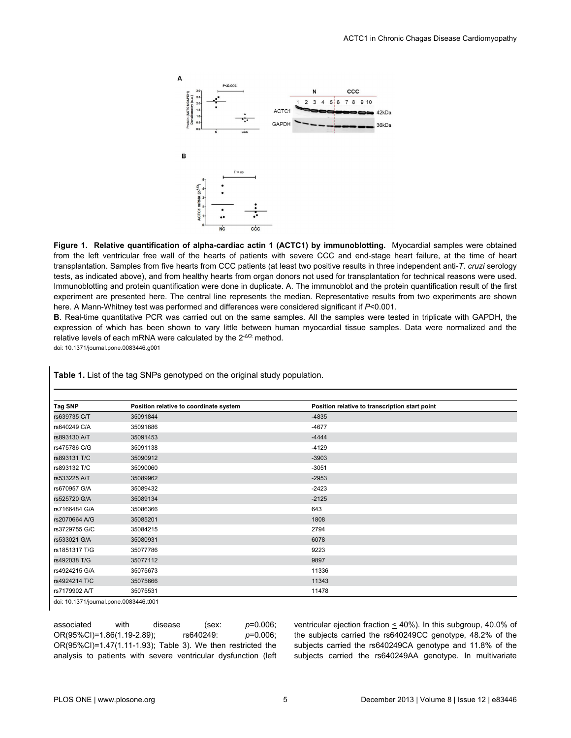**Figure 1. Relative quantification of alpha-cardiac actin 1 (ACTC1) by immunoblotting.** Myocardial samples were obtained from the left ventricular free wall of the hearts of patients with severe CCC and end-stage heart failure, at the time of heart transplantation. Samples from five hearts from CCC patients (at least two positive results in three independent anti-*T. cruzi* serology tests, as indicated above), and from healthy hearts from organ donors not used for transplantation for technical reasons were used. Immunoblotting and protein quantification were done in duplicate. A. The immunoblot and the protein quantification result of the first experiment are presented here. The central line represents the median. Representative results from two experiments are shown here. A Mann-Whitney test was performed and differences were considered significant if $P<0.001$.

**B**. Real-time quantitative PCR was carried out on the same samples. All the samples were tested in triplicate with GAPDH, the expression of which has been shown to vary little between human myocardial tissue samples. Data were normalized and the relative levels of each mRNA were calculated by the $2^{-\Delta Ct}$ method.

doi: 10.1371/journal.pone.0083446.g001

**Table 1.** List of the tag SNPs genotyped on the original study population.

| Tag SNP | Position relative to coordinate system | Position relative to transcription start point |
|---|---|---|
| rs639735 C/T | 35091844 | -4835 |
| rs640249 C/A | 35091686 | -4677 |
| rs893130 A/T | 35091453 | -4444 |
| rs475786 C/G | 35091138 | -4129 |
| rs893131 T/C | 35090912 | -3903 |
| rs893132 T/C | 35090060 | -3051 |
| rs533225 A/T | 35089962 | -2953 |
| rs670957 G/A | 35089432 | -2423 |
| rs525720 G/A | 35089134 | -2125 |
| rs7166484 G/A | 35086366 | 643 |
| rs2070664 A/G | 35085201 | 1808 |
| rs3729755 G/C | 35084215 | 2794 |
| rs533021 G/A | 35080931 | 6078 |
| rs1851317 T/G | 35077786 | 9223 |
| rs492038 T/G | 35077112 | 9897 |
| rs4924215 G/A | 35075673 | 11336 |
| rs4924214 T/C | 35075666 | 11343 |
| rs7179902 A/T | 35075531 | 11478 |

doi: 10.1371/journal.pone.0083446.t001

associated with disease (sex: $p$=0.006; OR(95%CI)=1.86(1.19-2.89); rs640249: $p$=0.006; OR(95%CI)=1.47(1.11-1.93); Table 3). We then restricted the analysis to patients with severe ventricular dysfunction (left ventricular ejection fraction $\leq$ 40%). In this subgroup, 40.0% of the subjects carried the rs640249CC genotype, 48.2% of the subjects carried the rs640249CA genotype and 11.8% of the subjects carried the rs640249AA genotype. In multivariate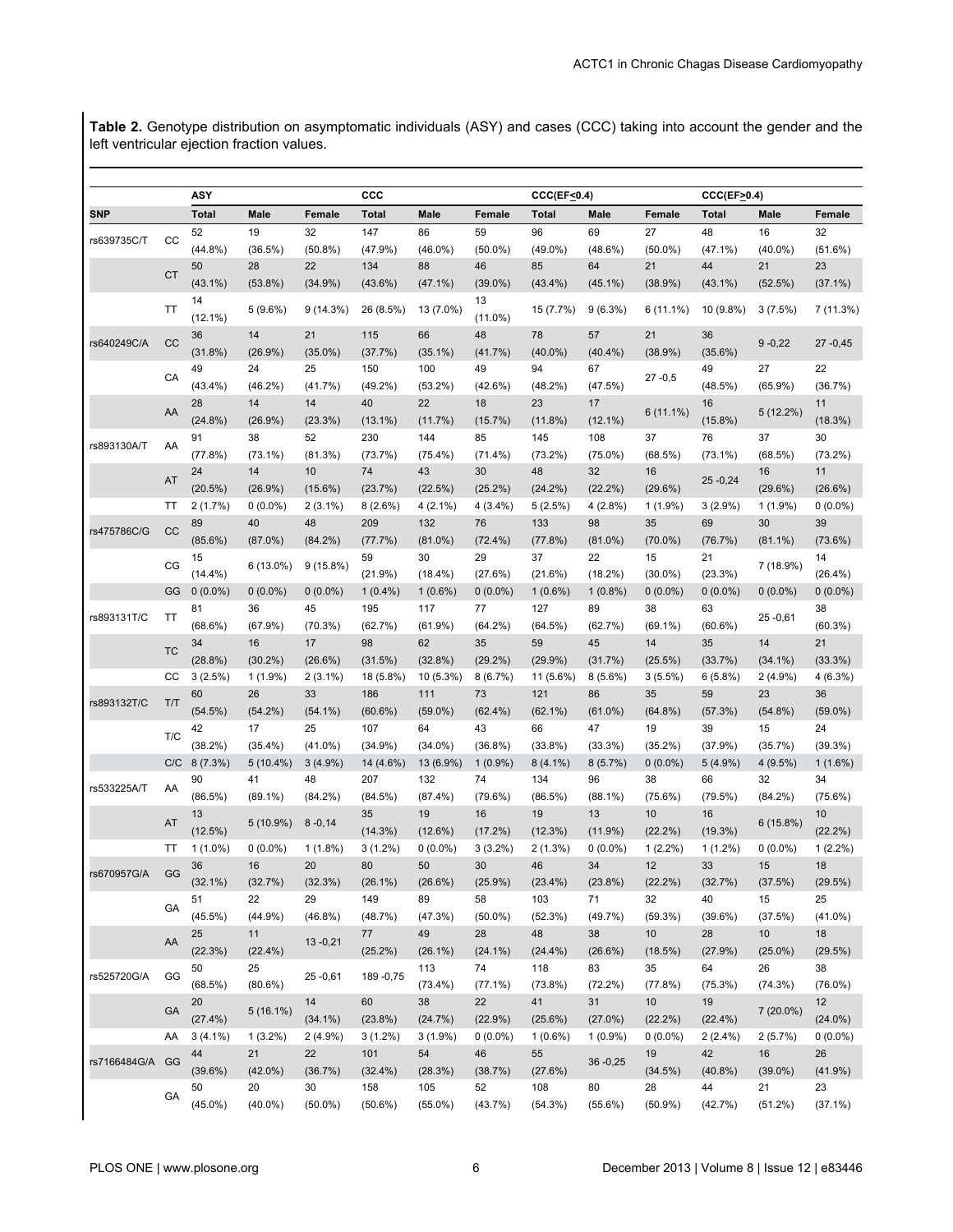**Table 2.** Genotype distribution on asymptomatic individuals (ASY) and cases (CCC) taking into account the gender and the left ventricular ejection fraction values.

| | | ASY | | | CCC | | | CCC(EF≤0.4) | | | CCC(EF≥0.4) | | |
|---|---|---|---|---|---|---|---|---|---|---|---|---|---|
| SNP | | Total | Male | Female | Total | Male | Female | Total | Male | Female | Total | Male | Female |
| rs639735C/T | CC | 52 (44.8%) | 19 (36.5%) | 32 (50.8%) | 147 (47.9%) | 86 (46.0%) | 59 (50.0%) | 96 (49.0%) | 69 (48.6%) | 27 (50.0%) | 48 (47.1%) | 16 (40.0%) | 32 (51.6%) |
| | CT | 50 (43.1%) | 28 (53.8%) | 22 (34.9%) | 134 (43.6%) | 88 (47.1%) | 46 (39.0%) | 85 (43.4%) | 64 (45.1%) | 21 (38.9%) | 44 (43.1%) | 21 (52.5%) | 23 (37.1%) |
| | TT | 14 (12.1%) | 5 (9.6%) | 9 (14.3%) | 26 (8.5%) | 13 (7.0%) | 13 (11.0%) | 15 (7.7%) | 9 (6.3%) | 6 (11.1%) | 10 (9.8%) | 3 (7.5%) | 7 (11.3%) |
| rs640249C/A | CC | 36 (31.8%) | 14 (26.9%) | 21 (35.0%) | 115 (37.7%) | 66 (35.1%) | 48 (41.7%) | 78 (40.0%) | 57 (40.4%) | 21 (38.9%) | 36 (35.6%) | 9 -0,22 | 27 -0,45 |
| | CA | 49 (43.4%) | 24 (46.2%) | 25 (41.7%) | 150 (49.2%) | 100 (53.2%) | 49 (42.6%) | 94 (48.2%) | 67 (47.5%) | 27 -0,5 | 49 (48.5%) | 27 (65.9%) | 22 (36.7%) |
| | AA | 28 (24.8%) | 14 (26.9%) | 14 (23.3%) | 40 (13.1%) | 22 (11.7%) | 18 (15.7%) | 23 (11.8%) | 17 (12.1%) | 6 (11.1%) | 16 (15.8%) | 5 (12.2%) | 11 (18.3%) |
| rs893130A/T | AA | 91 (77.8%) | 38 (73.1%) | 52 (81.3%) | 230 (73.7%) | 144 (75.4%) | 85 (71.4%) | 145 (73.2%) | 108 (75.0%) | 37 (68.5%) | 76 (73.1%) | 37 (68.5%) | 30 (73.2%) |
| | AT | 24 (20.5%) | 14 (26.9%) | 10 (15.6%) | 74 (23.7%) | 43 (22.5%) | 30 (25.2%) | 48 (24.2%) | 32 (22.2%) | 16 (29.6%) | 25 -0,24 | 16 (29.6%) | 11 (26.6%) |
| | TT | 2 (1.7%) | 0 (0.0%) | 2 (3.1%) | 8 (2.6%) | 4 (2.1%) | 4 (3.4%) | 5 (2.5%) | 4 (2.8%) | 1 (1.9%) | 3 (2.9%) | 1 (1.9%) | 0 (0.0%) |
| rs475786C/G | CC | 89 (85.6%) | 40 (87.0%) | 48 (84.2%) | 209 (77.7%) | 132 (81.0%) | 76 (72.4%) | 133 (77.8%) | 98 (81.0%) | 35 (70.0%) | 69 (76.7%) | 30 (81.1%) | 39 (73.6%) |
| | CG | 15 (14.4%) | 6 (13.0%) | 9 (15.8%) | 59 (21.9%) | 30 (18.4%) | 29 (27.6%) | 37 (21.6%) | 22 (18.2%) | 15 (30.0%) | 21 (23.3%) | 7 (18.9%) | 14 (26.4%) |
| | GG | 0 (0.0%) | 0 (0.0%) | 0 (0.0%) | 1 (0.4%) | 1 (0.6%) | 0 (0.0%) | 1 (0.6%) | 1 (0.8%) | 0 (0.0%) | 0 (0.0%) | 0 (0.0%) | 0 (0.0%) |
| rs893131T/C | TT | 81 (68.6%) | 36 (67.9%) | 45 (70.3%) | 195 (62.7%) | 117 (61.9%) | 77 (64.2%) | 127 (64.5%) | 89 (62.7%) | 38 (69.1%) | 63 (60.6%) | 25 -0,61 | 38 (60.3%) |
| | TC | 34 (28.8%) | 16 (30.2%) | 17 (26.6%) | 98 (31.5%) | 62 (32.8%) | 35 (29.2%) | 59 (29.9%) | 45 (31.7%) | 14 (25.5%) | 35 (33.7%) | 14 (34.1%) | 21 (33.3%) |
| | CC | 3 (2.5%) | 1 (1.9%) | 2 (3.1%) | 18 (5.8%) | 10 (5.3%) | 8 (6.7%) | 11 (5.6%) | 8 (5.6%) | 3 (5.5%) | 6 (5.8%) | 2 (4.9%) | 4 (6.3%) |
| rs893132T/C | T/T | 60 (54.5%) | 26 (54.2%) | 33 (54.1%) | 186 (60.6%) | 111 (59.0%) | 73 (62.4%) | 121 (62.1%) | 86 (61.0%) | 35 (64.8%) | 59 (57.3%) | 23 (54.8%) | 36 (59.0%) |
| | T/C | 42 (38.2%) | 17 (35.4%) | 25 (41.0%) | 107 (34.9%) | 64 (34.0%) | 43 (36.8%) | 66 (33.8%) | 47 (33.3%) | 19 (35.2%) | 39 (37.9%) | 15 (35.7%) | 24 (39.3%) |
| | C/C | 8 (7.3%) | 5 (10.4%) | 3 (4.9%) | 14 (4.6%) | 13 (6.9%) | 1 (0.9%) | 8 (4.1%) | 8 (5.7%) | 0 (0.0%) | 5 (4.9%) | 4 (9.5%) | 1 (1.6%) |
| rs533225A/T | AA | 90 (86.5%) | 41 (89.1%) | 48 (84.2%) | 207 (84.5%) | 132 (87.4%) | 74 (79.6%) | 134 (86.5%) | 96 (88.1%) | 38 (75.6%) | 66 (79.5%) | 32 (84.2%) | 34 (75.6%) |
| | AT | 13 (12.5%) | 5 (10.9%) | 8 -0,14 | 35 (14.3%) | 19 (12.6%) | 16 (17.2%) | 19 (12.3%) | 13 (11.9%) | 10 (22.2%) | 16 (19.3%) | 6 (15.8%) | 10 (22.2%) |
| | TT | 1 (1.0%) | 0 (0.0%) | 1 (1.8%) | 3 (1.2%) | 0 (0.0%) | 3 (3.2%) | 2 (1.3%) | 0 (0.0%) | 1 (2.2%) | 1 (1.2%) | 0 (0.0%) | 1 (2.2%) |
| rs670957G/A | GG | 36 (32.1%) | 16 (32.7%) | 20 (32.3%) | 80 (26.1%) | 50 (26.6%) | 30 (25.9%) | 46 (23.4%) | 34 (23.8%) | 12 (22.2%) | 33 (32.7%) | 15 (37.5%) | 18 (29.5%) |
| | GA | 51 (45.5%) | 22 (44.9%) | 29 (46.8%) | 149 (48.7%) | 89 (47.3%) | 58 (50.0%) | 103 (52.3%) | 71 (49.7%) | 32 (59.3%) | 40 (39.6%) | 15 (37.5%) | 25 (41.0%) |
| | AA | 25 (22.3%) | 11 (22.4%) | 13 -0,21 | 77 (25.2%) | 49 (26.1%) | 28 (24.1%) | 48 (24.4%) | 38 (26.6%) | 10 (18.5%) | 28 (27.9%) | 10 (25.0%) | 18 (29.5%) |
| rs525720G/A | GG | 50 (68.5%) | 25 (80.6%) | 25 -0,61 | 189 -0,75 | 113 (73.4%) | 74 (77.1%) | 118 (73.8%) | 83 (72.2%) | 35 (77.8%) | 64 (75.3%) | 26 (74.3%) | 38 (76.0%) |
| | GA | 20 (27.4%) | 5 (16.1%) | 14 (34.1%) | 60 (23.8%) | 38 (24.7%) | 22 (22.9%) | 41 (25.6%) | 31 (27.0%) | 10 (22.2%) | 19 (22.4%) | 7 (20.0%) | 12 (24.0%) |
| | AA | 3 (4.1%) | 1 (3.2%) | 2 (4.9%) | 3 (1.2%) | 3 (1.9%) | 0 (0.0%) | 1 (0.6%) | 1 (0.9%) | 0 (0.0%) | 2 (2.4%) | 2 (5.7%) | 0 (0.0%) |
| rs7166484G/A | GG | 44 (39.6%) | 21 (42.0%) | 22 (36.7%) | 101 (32.4%) | 54 (28.3%) | 46 (38.7%) | 55 (27.6%) | 36 -0,25 | 19 (34.5%) | 42 (40.8%) | 16 (39.0%) | 26 (41.9%) |
| | GA | 50 (45.0%) | 20 (40.0%) | 30 (50.0%) | 158 (50.6%) | 105 (55.0%) | 52 (43.7%) | 108 (54.3%) | 80 (55.6%) | 28 (50.9%) | 44 (42.7%) | 21 (51.2%) | 23 (37.1%) |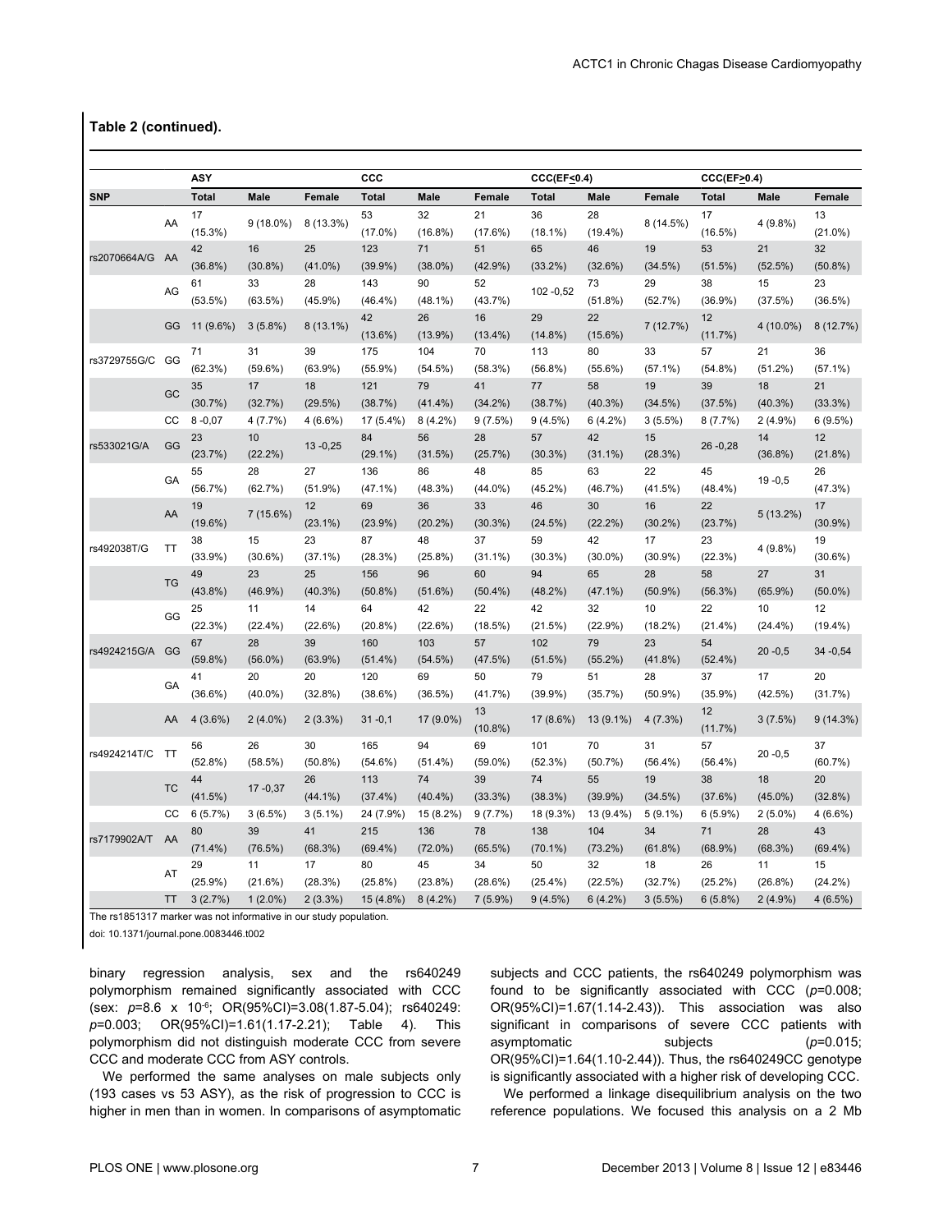**Table 2 (continued).**

| SNP | | ASY | | | CCC | | | CCC(EF≤0.4) | | | CCC(EF≥0.4) | | |
|---|---|---|---|---|---|---|---|---|---|---|---|---|---|
| | | Total | Male | Female | Total | Male | Female | Total | Male | Female | Total | Male | Female |
| | AA | 17 (15.3%) | 9 (18.0%) | 8 (13.3%) | 53 (17.0%) | 32 (16.8%) | 21 (17.6%) | 36 (18.1%) | 28 (19.4%) | 8 (14.5%) | 17 (16.5%) | 4 (9.8%) | 13 (21.0%) |
| rs2070664A/G | AA | 42 (36.8%) | 16 (30.8%) | 25 (41.0%) | 123 (39.9%) | 71 (38.0%) | 51 (42.9%) | 65 (33.2%) | 46 (32.6%) | 19 (34.5%) | 53 (51.5%) | 21 (52.5%) | 32 (50.8%) |
| | AG | 61 (53.5%) | 33 (63.5%) | 28 (45.9%) | 143 (46.4%) | 90 (48.1%) | 52 (43.7%) | 102 -0,52 | 73 (51.8%) | 29 (52.7%) | 38 (36.9%) | 15 (37.5%) | 23 (36.5%) |
| | GG | 11 (9.6%) | 3 (5.8%) | 8 (13.1%) | 42 (13.6%) | 26 (13.9%) | 16 (13.4%) | 29 (14.8%) | 22 (15.6%) | 7 (12.7%) | 12 (11.7%) | 4 (10.0%) | 8 (12.7%) |
| rs3729755G/C | GG | 71 (62.3%) | 31 (59.6%) | 39 (63.9%) | 175 (55.9%) | 104 (54.5%) | 70 (58.3%) | 113 (56.8%) | 80 (55.6%) | 33 (57.1%) | 57 (54.8%) | 21 (51.2%) | 36 (57.1%) |
| | GC | 35 (30.7%) | 17 (32.7%) | 18 (29.5%) | 121 (38.7%) | 79 (41.4%) | 41 (34.2%) | 77 (38.7%) | 58 (40.3%) | 19 (34.5%) | 39 (37.5%) | 18 (40.3%) | 21 (33.3%) |
| | CC | 8 -0,07 | 4 (7.7%) | 4 (6.6%) | 17 (5.4%) | 8 (4.2%) | 9 (7.5%) | 9 (4.5%) | 6 (4.2%) | 3 (5.5%) | 8 (7.7%) | 2 (4.9%) | 6 (9.5%) |
| rs533021G/A | GG | 23 (23.7%) | 10 (22.2%) | 13 -0,25 | 84 (29.1%) | 56 (31.5%) | 28 (25.7%) | 57 (30.3%) | 42 (31.1%) | 15 (28.3%) | 26 -0,28 | 14 (36.8%) | 12 (21.8%) |
| | GA | 55 (56.7%) | 28 (62.7%) | 27 (51.9%) | 136 (47.1%) | 86 (48.3%) | 48 (44.0%) | 85 (45.2%) | 63 (46.7%) | 22 (41.5%) | 45 (48.4%) | 19 -0,5 | 26 (47.3%) |
| | AA | 19 (19.6%) | 7 (15.6%) | 12 (23.1%) | 69 (23.9%) | 36 (20.2%) | 33 (30.3%) | 46 (24.5%) | 30 (22.2%) | 16 (30.2%) | 22 (23.7%) | 5 (13.2%) | 17 (30.9%) |
| rs492038T/G | TT | 38 (33.9%) | 15 (30.6%) | 23 (37.1%) | 87 (28.3%) | 48 (25.8%) | 37 (31.1%) | 59 (30.3%) | 42 (30.0%) | 17 (30.9%) | 23 (22.3%) | 4 (9.8%) | 19 (30.6%) |
| | TG | 49 (43.8%) | 23 (46.9%) | 25 (40.3%) | 156 (50.8%) | 96 (51.6%) | 60 (50.4%) | 94 (48.2%) | 65 (47.1%) | 28 (50.9%) | 58 (56.3%) | 27 (65.9%) | 31 (50.0%) |
| | GG | 25 (22.3%) | 11 (22.4%) | 14 (22.6%) | 64 (20.8%) | 42 (22.6%) | 22 (18.5%) | 42 (21.5%) | 32 (22.9%) | 10 (18.2%) | 22 (21.4%) | 10 (24.4%) | 12 (19.4%) |
| rs4924215G/A | GG | 67 (59.8%) | 28 (56.0%) | 39 (63.9%) | 160 (51.4%) | 103 (54.5%) | 57 (47.5%) | 102 (51.5%) | 79 (55.2%) | 23 (41.8%) | 54 (52.4%) | 20 -0,5 | 34 -0,54 |
| | GA | 41 (36.6%) | 20 (40.0%) | 20 (32.8%) | 120 (38.6%) | 69 (36.5%) | 50 (41.7%) | 79 (39.9%) | 51 (35.7%) | 28 (50.9%) | 37 (35.9%) | 17 (42.5%) | 20 (31.7%) |
| | AA | 4 (3.6%) | 2 (4.0%) | 2 (3.3%) | 31 -0,1 | 17 (9.0%) | 13 (10.8%) | 17 (8.6%) | 13 (9.1%) | 4 (7.3%) | 12 (11.7%) | 3 (7.5%) | 9 (14.3%) |
| rs4924214T/C | TT | 56 (52.8%) | 26 (58.5%) | 30 (50.8%) | 165 (54.6%) | 94 (51.4%) | 69 (59.0%) | 101 (52.3%) | 70 (50.7%) | 31 (56.4%) | 57 (56.4%) | 20 -0,5 | 37 (60.7%) |
| | TC | 44 (41.5%) | 17 -0,37 | 26 (44.1%) | 113 (37.4%) | 74 (40.4%) | 39 (33.3%) | 74 (38.3%) | 55 (39.9%) | 19 (34.5%) | 38 (37.6%) | 18 (45.0%) | 20 (32.8%) |
| | CC | 6 (5.7%) | 3 (6.5%) | 3 (5.1%) | 24 (7.9%) | 15 (8.2%) | 9 (7.7%) | 18 (9.3%) | 13 (9.4%) | 5 (9.1%) | 6 (5.9%) | 2 (5.0%) | 4 (6.6%) |
| rs7179902A/T | AA | 80 (71.4%) | 39 (76.5%) | 41 (68.3%) | 215 (69.4%) | 136 (72.0%) | 78 (65.5%) | 138 (70.1%) | 104 (73.2%) | 34 (61.8%) | 71 (68.9%) | 28 (68.3%) | 43 (69.4%) |
| | AT | 29 (25.9%) | 11 (21.6%) | 17 (28.3%) | 80 (25.8%) | 45 (23.8%) | 34 (28.6%) | 50 (25.4%) | 32 (22.5%) | 18 (32.7%) | 26 (25.2%) | 11 (26.8%) | 15 (24.2%) |
| | TT | 3 (2.7%) | 1 (2.0%) | 2 (3.3%) | 15 (4.8%) | 8 (4.2%) | 7 (5.9%) | 9 (4.5%) | 6 (4.2%) | 3 (5.5%) | 6 (5.8%) | 2 (4.9%) | 4 (6.5%) |

The rs1851317 marker was not informative in our study population.

doi: 10.1371/journal.pone.0083446.t002

binary regression analysis, sex and the rs640249 polymorphism remained significantly associated with CCC (sex: $p$=8.6 x $10^{-6}$; OR(95%CI)=3.08(1.87-5.04); rs640249: $p$=0.003; OR(95%CI)=1.61(1.17-2.21); Table 4). This polymorphism did not distinguish moderate CCC from severe CCC and moderate CCC from ASY controls.

We performed the same analyses on male subjects only (193 cases vs 53 ASY), as the risk of progression to CCC is higher in men than in women. In comparisons of asymptomatic subjects and CCC patients, the rs640249 polymorphism was found to be significantly associated with CCC ($p$=0.008; OR(95%CI)=1.67(1.14-2.43)). This association was also significant in comparisons of severe CCC patients with asymptomatic subjects ($p$=0.015; OR(95%CI)=1.64(1.10-2.44)). Thus, the rs640249CC genotype is significantly associated with a higher risk of developing CCC.

We performed a linkage disequilibrium analysis on the two reference populations. We focused this analysis on a 2 Mb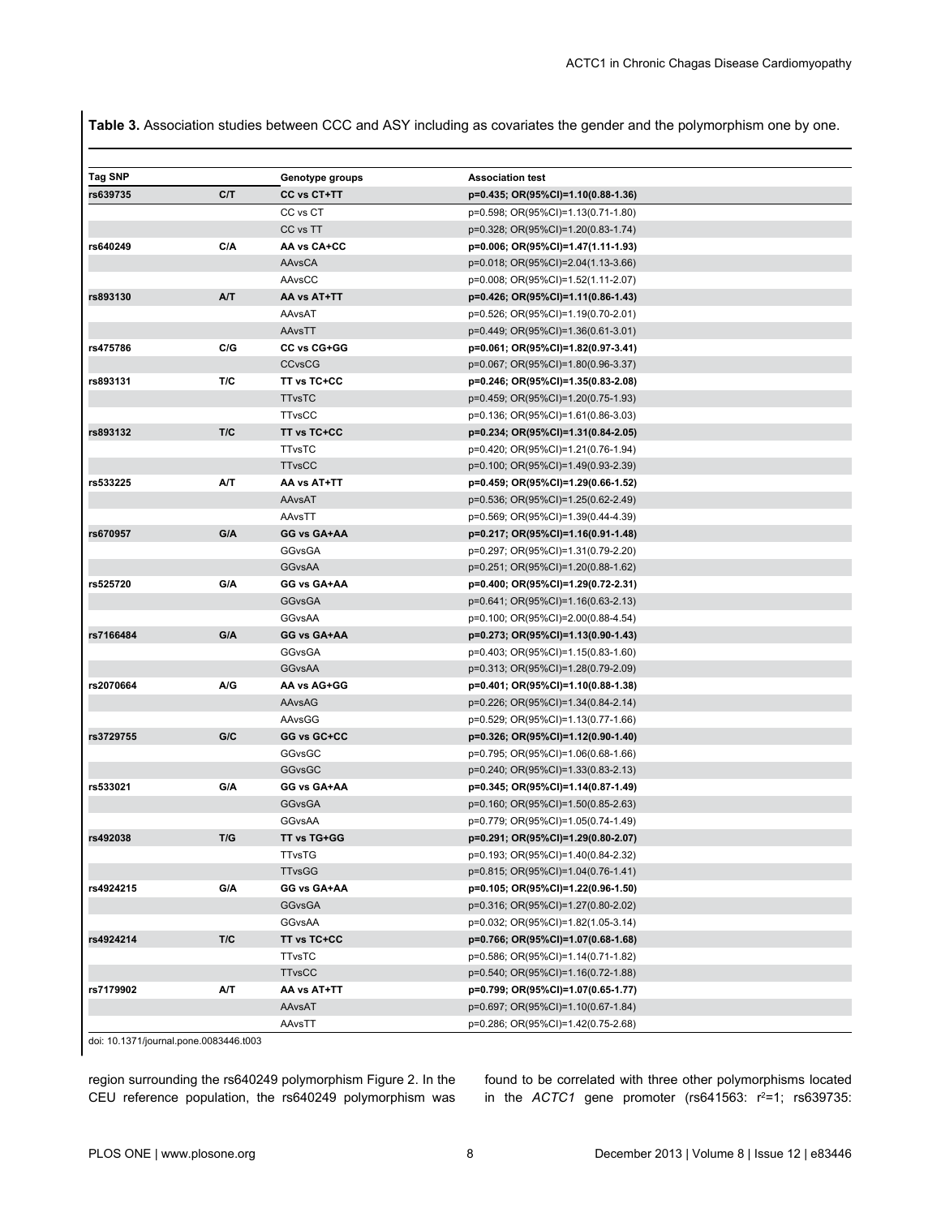**Table 3.** Association studies between CCC and ASY including as covariates the gender and the polymorphism one by one.

| Tag SNP | | Genotype groups | Association test |
|---|---|---|---|
| **rs639735** | **C/T** | **CC vs CT+TT** | **p=0.435; OR(95%CI)=1.10(0.88-1.36)** |
| | | CC vs CT | p=0.598; OR(95%CI)=1.13(0.71-1.80) |
| | | CC vs TT | p=0.328; OR(95%CI)=1.20(0.83-1.74) |
| **rs640249** | **C/A** | **AA vs CA+CC** | **p=0.006; OR(95%CI)=1.47(1.11-1.93)** |
| | | AAvsCA | p=0.018; OR(95%CI)=2.04(1.13-3.66) |
| | | AAvsCC | p=0.008; OR(95%CI)=1.52(1.11-2.07) |
| **rs893130** | **A/T** | **AA vs AT+TT** | **p=0.426; OR(95%CI)=1.11(0.86-1.43)** |
| | | AAvsAT | p=0.526; OR(95%CI)=1.19(0.70-2.01) |
| | | AAvsTT | p=0.449; OR(95%CI)=1.36(0.61-3.01) |
| **rs475786** | **C/G** | **CC vs CG+GG** | **p=0.061; OR(95%CI)=1.82(0.97-3.41)** |
| | | CCvsCG | p=0.067; OR(95%CI)=1.80(0.96-3.37) |
| **rs893131** | **T/C** | **TT vs TC+CC** | **p=0.246; OR(95%CI)=1.35(0.83-2.08)** |
| | | TTvsTC | p=0.459; OR(95%CI)=1.20(0.75-1.93) |
| | | TTvsCC | p=0.136; OR(95%CI)=1.61(0.86-3.03) |
| **rs893132** | **T/C** | **TT vs TC+CC** | **p=0.234; OR(95%CI)=1.31(0.84-2.05)** |
| | | TTvsTC | p=0.420; OR(95%CI)=1.21(0.76-1.94) |
| | | TTvsCC | p=0.100; OR(95%CI)=1.49(0.93-2.39) |
| **rs533225** | **A/T** | **AA vs AT+TT** | **p=0.459; OR(95%CI)=1.29(0.66-1.52)** |
| | | AAvsAT | p=0.536; OR(95%CI)=1.25(0.62-2.49) |
| | | AAvsTT | p=0.569; OR(95%CI)=1.39(0.44-4.39) |
| **rs670957** | **G/A** | **GG vs GA+AA** | **p=0.217; OR(95%CI)=1.16(0.91-1.48)** |
| | | GGvsGA | p=0.297; OR(95%CI)=1.31(0.79-2.20) |
| | | GGvsAA | p=0.251; OR(95%CI)=1.20(0.88-1.62) |
| **rs525720** | **G/A** | **GG vs GA+AA** | **p=0.400; OR(95%CI)=1.29(0.72-2.31)** |
| | | GGvsGA | p=0.641; OR(95%CI)=1.16(0.63-2.13) |
| | | GGvsAA | p=0.100; OR(95%CI)=2.00(0.88-4.54) |
| **rs7166484** | **G/A** | **GG vs GA+AA** | **p=0.273; OR(95%CI)=1.13(0.90-1.43)** |
| | | GGvsGA | p=0.403; OR(95%CI)=1.15(0.83-1.60) |
| | | GGvsAA | p=0.313; OR(95%CI)=1.28(0.79-2.09) |
| **rs2070664** | **A/G** | **AA vs AG+GG** | **p=0.401; OR(95%CI)=1.10(0.88-1.38)** |
| | | AAvsAG | p=0.226; OR(95%CI)=1.34(0.84-2.14) |
| | | AAvsGG | p=0.529; OR(95%CI)=1.13(0.77-1.66) |
| **rs3729755** | **G/C** | **GG vs GC+CC** | **p=0.326; OR(95%CI)=1.12(0.90-1.40)** |
| | | GGvsGC | p=0.795; OR(95%CI)=1.06(0.68-1.66) |
| | | GGvsGC | p=0.240; OR(95%CI)=1.33(0.83-2.13) |
| **rs533021** | **G/A** | **GG vs GA+AA** | **p=0.345; OR(95%CI)=1.14(0.87-1.49)** |
| | | GGvsGA | p=0.160; OR(95%CI)=1.50(0.85-2.63) |
| | | GGvsAA | p=0.779; OR(95%CI)=1.05(0.74-1.49) |
| **rs492038** | **T/G** | **TT vs TG+GG** | **p=0.291; OR(95%CI)=1.29(0.80-2.07)** |
| | | TTvsTG | p=0.193; OR(95%CI)=1.40(0.84-2.32) |
| | | TTvsGG | p=0.815; OR(95%CI)=1.04(0.76-1.41) |
| **rs4924215** | **G/A** | **GG vs GA+AA** | **p=0.105; OR(95%CI)=1.22(0.96-1.50)** |
| | | GGvsGA | p=0.316; OR(95%CI)=1.27(0.80-2.02) |
| | | GGvsAA | p=0.032; OR(95%CI)=1.82(1.05-3.14) |
| **rs4924214** | **T/C** | **TT vs TC+CC** | **p=0.766; OR(95%CI)=1.07(0.68-1.68)** |
| | | TTvsTC | p=0.586; OR(95%CI)=1.14(0.71-1.82) |
| | | TTvsCC | p=0.540; OR(95%CI)=1.16(0.72-1.88) |
| **rs7179902** | **A/T** | **AA vs AT+TT** | **p=0.799; OR(95%CI)=1.07(0.65-1.77)** |
| | | AAvsAT | p=0.697; OR(95%CI)=1.10(0.67-1.84) |
| | | AAvsTT | p=0.286; OR(95%CI)=1.42(0.75-2.68) |

doi: 10.1371/journal.pone.0083446.t003

region surrounding the rs640249 polymorphism Figure 2. In the CEU reference population, the rs640249 polymorphism was found to be correlated with three other polymorphisms located in the *ACTC1* gene promoter (rs641563: $r^2$=1; rs639735: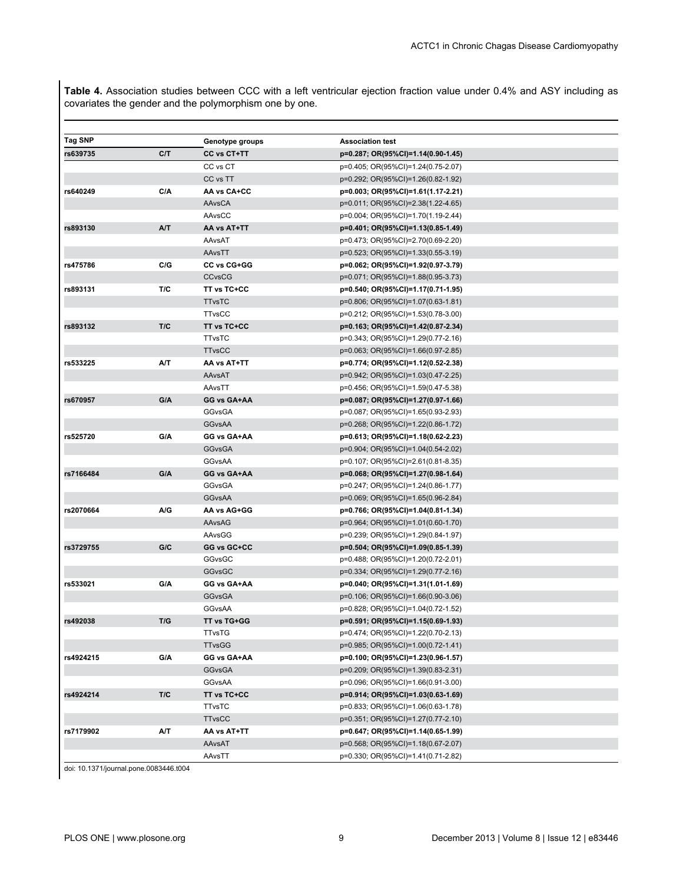**Table 4.** Association studies between CCC with a left ventricular ejection fraction value under 0.4% and ASY including as covariates the gender and the polymorphism one by one.

| Tag SNP | | Genotype groups | Association test |
|---|---|---|---|
| **rs639735** | **C/T** | **CC vs CT+TT** | **p=0.287; OR(95%CI)=1.14(0.90-1.45)** |
| | | CC vs CT | p=0.405; OR(95%CI)=1.24(0.75-2.07) |
| | | CC vs TT | p=0.292; OR(95%CI)=1.26(0.82-1.92) |
| **rs640249** | **C/A** | **AA vs CA+CC** | **p=0.003; OR(95%CI)=1.61(1.17-2.21)** |
| | | AAvsCA | p=0.011; OR(95%CI)=2.38(1.22-4.65) |
| | | AAvsCC | p=0.004; OR(95%CI)=1.70(1.19-2.44) |
| **rs893130** | **A/T** | **AA vs AT+TT** | **p=0.401; OR(95%CI)=1.13(0.85-1.49)** |
| | | AAvsAT | p=0.473; OR(95%CI)=2.70(0.69-2.20) |
| | | AAvsTT | p=0.523; OR(95%CI)=1.33(0.55-3.19) |
| **rs475786** | **C/G** | **CC vs CG+GG** | **p=0.062; OR(95%CI)=1.92(0.97-3.79)** |
| | | CCvsCG | p=0.071; OR(95%CI)=1.88(0.95-3.73) |
| **rs893131** | **T/C** | **TT vs TC+CC** | **p=0.540; OR(95%CI)=1.17(0.71-1.95)** |
| | | TTvsTC | p=0.806; OR(95%CI)=1.07(0.63-1.81) |
| | | TTvsCC | p=0.212; OR(95%CI)=1.53(0.78-3.00) |
| **rs893132** | **T/C** | **TT vs TC+CC** | **p=0.163; OR(95%CI)=1.42(0.87-2.34)** |
| | | TTvsTC | p=0.343; OR(95%CI)=1.29(0.77-2.16) |
| | | TTvsCC | p=0.063; OR(95%CI)=1.66(0.97-2.85) |
| **rs533225** | **A/T** | **AA vs AT+TT** | **p=0.774; OR(95%CI)=1.12(0.52-2.38)** |
| | | AAvsAT | p=0.942; OR(95%CI)=1.03(0.47-2.25) |
| | | AAvsTT | p=0.456; OR(95%CI)=1.59(0.47-5.38) |
| **rs670957** | **G/A** | **GG vs GA+AA** | **p=0.087; OR(95%CI)=1.27(0.97-1.66)** |
| | | GGvsGA | p=0.087; OR(95%CI)=1.65(0.93-2.93) |
| | | GGvsAA | p=0.268; OR(95%CI)=1.22(0.86-1.72) |
| **rs525720** | **G/A** | **GG vs GA+AA** | **p=0.613; OR(95%CI)=1.18(0.62-2.23)** |
| | | GGvsGA | p=0.904; OR(95%CI)=1.04(0.54-2.02) |
| | | GGvsAA | p=0.107; OR(95%CI)=2.61(0.81-8.35) |
| **rs7166484** | **G/A** | **GG vs GA+AA** | **p=0.068; OR(95%CI)=1.27(0.98-1.64)** |
| | | GGvsGA | p=0.247; OR(95%CI)=1.24(0.86-1.77) |
| | | GGvsAA | p=0.069; OR(95%CI)=1.65(0.96-2.84) |
| **rs2070664** | **A/G** | **AA vs AG+GG** | **p=0.766; OR(95%CI)=1.04(0.81-1.34)** |
| | | AAvsAG | p=0.964; OR(95%CI)=1.01(0.60-1.70) |
| | | AAvsGG | p=0.239; OR(95%CI)=1.29(0.84-1.97) |
| **rs3729755** | **G/C** | **GG vs GC+CC** | **p=0.504; OR(95%CI)=1.09(0.85-1.39)** |
| | | GGvsGC | p=0.488; OR(95%CI)=1.20(0.72-2.01) |
| | | GGvsGC | p=0.334; OR(95%CI)=1.29(0.77-2.16) |
| **rs533021** | **G/A** | **GG vs GA+AA** | **p=0.040; OR(95%CI)=1.31(1.01-1.69)** |
| | | GGvsGA | p=0.106; OR(95%CI)=1.66(0.90-3.06) |
| | | GGvsAA | p=0.828; OR(95%CI)=1.04(0.72-1.52) |
| **rs492038** | **T/G** | **TT vs TG+GG** | **p=0.591; OR(95%CI)=1.15(0.69-1.93)** |
| | | TTvsTG | p=0.474; OR(95%CI)=1.22(0.70-2.13) |
| | | TTvsGG | p=0.985; OR(95%CI)=1.00(0.72-1.41) |
| **rs4924215** | **G/A** | **GG vs GA+AA** | **p=0.100; OR(95%CI)=1.23(0.96-1.57)** |
| | | GGvsGA | p=0.209; OR(95%CI)=1.39(0.83-2.31) |
| | | GGvsAA | p=0.096; OR(95%CI)=1.66(0.91-3.00) |
| **rs4924214** | **T/C** | **TT vs TC+CC** | **p=0.914; OR(95%CI)=1.03(0.63-1.69)** |
| | | TTvsTC | p=0.833; OR(95%CI)=1.06(0.63-1.78) |
| | | TTvsCC | p=0.351; OR(95%CI)=1.27(0.77-2.10) |
| **rs7179902** | **A/T** | **AA vs AT+TT** | **p=0.647; OR(95%CI)=1.14(0.65-1.99)** |
| | | AAvsAT | p=0.568; OR(95%CI)=1.18(0.67-2.07) |
| | | AAvsTT | p=0.330; OR(95%CI)=1.41(0.71-2.82) |

doi: 10.1371/journal.pone.0083446.t004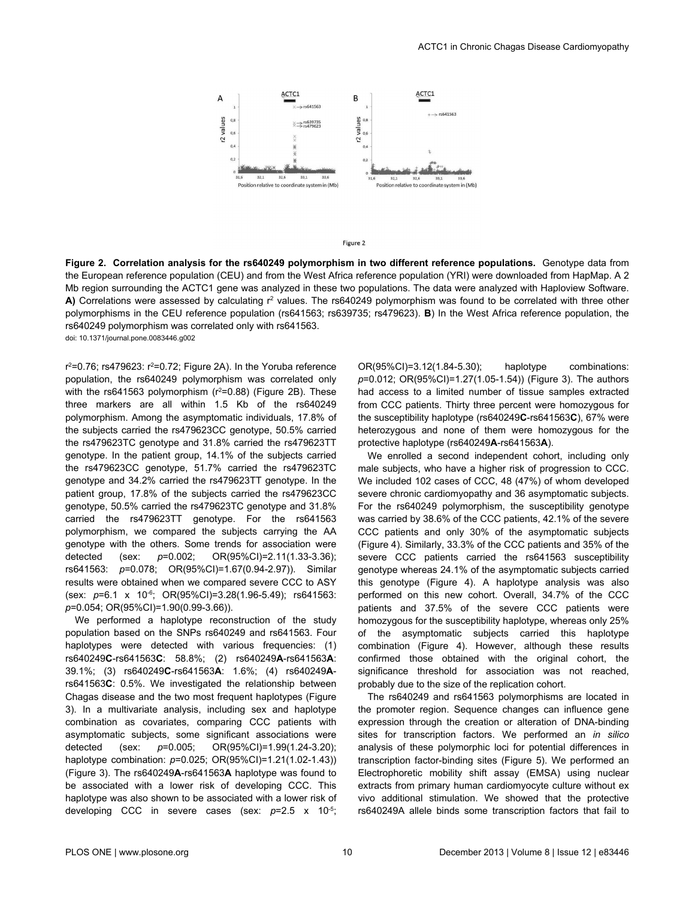**Figure 2. Correlation analysis for the rs640249 polymorphism in two different reference populations.** Genotype data from the European reference population (CEU) and from the West Africa reference population (YRI) were downloaded from HapMap. A 2 Mb region surrounding the ACTC1 gene was analyzed in these two populations. The data were analyzed with Haploview Software. **A)** Correlations were assessed by calculating $r^2$ values. The rs640249 polymorphism was found to be correlated with three other polymorphisms in the CEU reference population (rs641563; rs639735; rs479623). **B**) In the West Africa reference population, the rs640249 polymorphism was correlated only with rs641563.
doi: 10.1371/journal.pone.0083446.g002

$r^2$=0.76; rs479623: $r^2$=0.72; Figure 2A). In the Yoruba reference population, the rs640249 polymorphism was correlated only with the rs641563 polymorphism ($r^2$=0.88) (Figure 2B). These three markers are all within 1.5 Kb of the rs640249 polymorphism. Among the asymptomatic individuals, 17.8% of the subjects carried the rs479623CC genotype, 50.5% carried the rs479623TC genotype and 31.8% carried the rs479623TT genotype. In the patient group, 14.1% of the subjects carried the rs479623CC genotype, 51.7% carried the rs479623TC genotype and 34.2% carried the rs479623TT genotype. In the patient group, 17.8% of the subjects carried the rs479623CC genotype, 50.5% carried the rs479623TC genotype and 31.8% carried the rs479623TT genotype. For the rs641563 polymorphism, we compared the subjects carrying the AA genotype with the others. Some trends for association were detected (sex: $p$=0.002; OR(95%CI)=2.11(1.33-3.36); rs641563: $p$=0.078; OR(95%CI)=1.67(0.94-2.97)). Similar results were obtained when we compared severe CCC to ASY (sex: $p$=6.1 x $10^{-6}$; OR(95%CI)=3.28(1.96-5.49); rs641563: $p$=0.054; OR(95%CI)=1.90(0.99-3.66)).

We performed a haplotype reconstruction of the study population based on the SNPs rs640249 and rs641563. Four haplotypes were detected with various frequencies: (1) rs640249**C**-rs641563**C**: 58.8%; (2) rs640249**A**-rs641563**A**: 39.1%; (3) rs640249**C**-rs641563**A**: 1.6%; (4) rs640249**A**-rs641563**C**: 0.5%. We investigated the relationship between Chagas disease and the two most frequent haplotypes (Figure 3). In a multivariate analysis, including sex and haplotype combination as covariates, comparing CCC patients with asymptomatic subjects, some significant associations were detected (sex: $p$=0.005; OR(95%CI)=1.99(1.24-3.20); haplotype combination: $p$=0.025; OR(95%CI)=1.21(1.02-1.43)) (Figure 3). The rs640249**A**-rs641563**A** haplotype was found to be associated with a lower risk of developing CCC. This haplotype was also shown to be associated with a lower risk of developing CCC in severe cases (sex: $p$=2.5 x $10^{-5}$; OR(95%CI)=3.12(1.84-5.30); haplotype combinations: $p$=0.012; OR(95%CI)=1.27(1.05-1.54)) (Figure 3). The authors had access to a limited number of tissue samples extracted from CCC patients. Thirty three percent were homozygous for the susceptibility haplotype (rs640249**C**-rs641563**C**), 67% were heterozygous and none of them were homozygous for the protective haplotype (rs640249**A**-rs641563**A**).

We enrolled a second independent cohort, including only male subjects, who have a higher risk of progression to CCC. We included 102 cases of CCC, 48 (47%) of whom developed severe chronic cardiomyopathy and 36 asymptomatic subjects. For the rs640249 polymorphism, the susceptibility genotype was carried by 38.6% of the CCC patients, 42.1% of the severe CCC patients and only 30% of the asymptomatic subjects (Figure 4). Similarly, 33.3% of the CCC patients and 35% of the severe CCC patients carried the rs641563 susceptibility genotype whereas 24.1% of the asymptomatic subjects carried this genotype (Figure 4). A haplotype analysis was also performed on this new cohort. Overall, 34.7% of the CCC patients and 37.5% of the severe CCC patients were homozygous for the susceptibility haplotype, whereas only 25% of the asymptomatic subjects carried this haplotype combination (Figure 4). However, although these results confirmed those obtained with the original cohort, the significance threshold for association was not reached, probably due to the size of the replication cohort.

The rs640249 and rs641563 polymorphisms are located in the promoter region. Sequence changes can influence gene expression through the creation or alteration of DNA-binding sites for transcription factors. We performed an *in silico* analysis of these polymorphic loci for potential differences in transcription factor-binding sites (Figure 5). We performed an Electrophoretic mobility shift assay (EMSA) using nuclear extracts from primary human cardiomyocyte culture without ex vivo additional stimulation. We showed that the protective rs640249A allele binds some transcription factors that fail to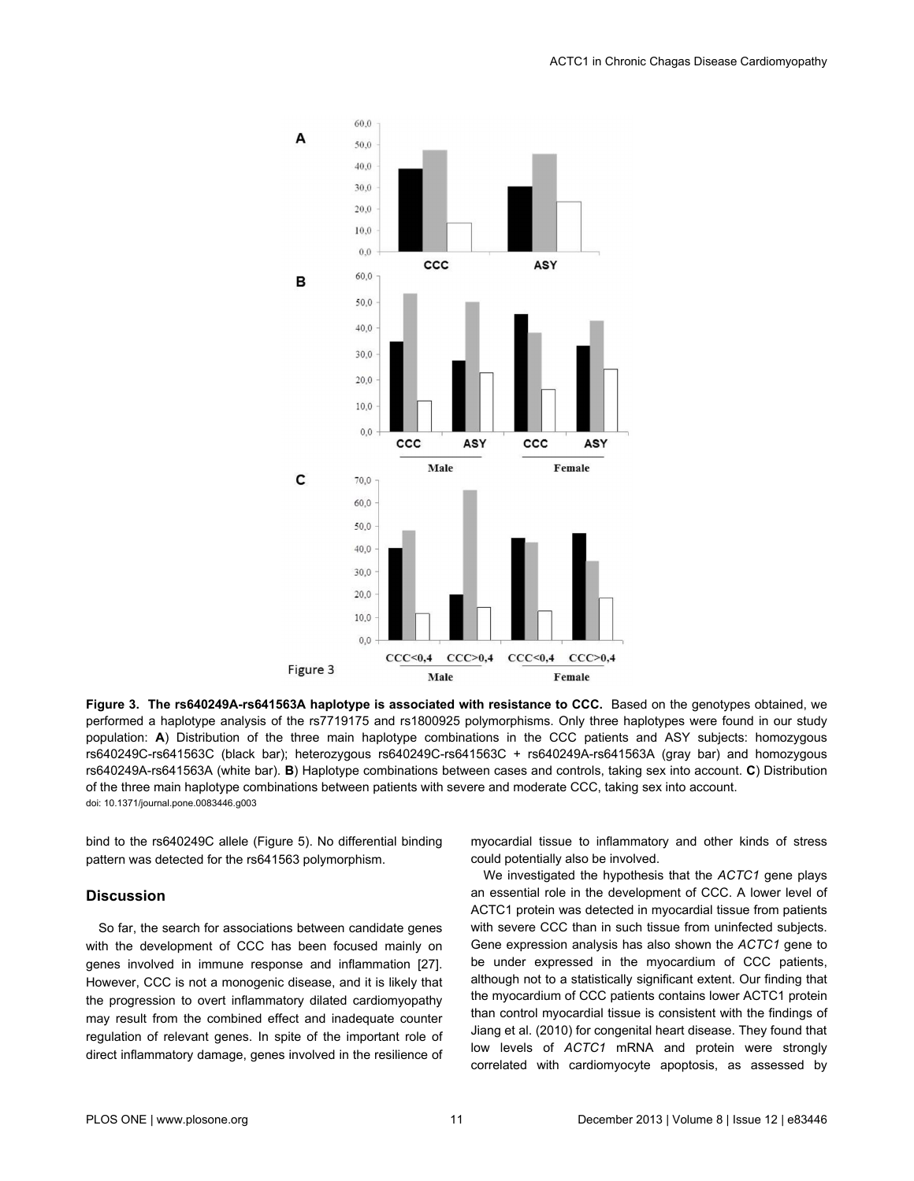**Figure 3. The rs640249A-rs641563A haplotype is associated with resistance to CCC.** Based on the genotypes obtained, we performed a haplotype analysis of the rs7719175 and rs1800925 polymorphisms. Only three haplotypes were found in our study population: **A**) Distribution of the three main haplotype combinations in the CCC patients and ASY subjects: homozygous rs640249C-rs641563C (black bar); heterozygous rs640249C-rs641563C + rs640249A-rs641563A (gray bar) and homozygous rs640249A-rs641563A (white bar). **B**) Haplotype combinations between cases and controls, taking sex into account. **C**) Distribution of the three main haplotype combinations between patients with severe and moderate CCC, taking sex into account.
doi: 10.1371/journal.pone.0083446.g003

bind to the rs640249C allele (Figure 5). No differential binding pattern was detected for the rs641563 polymorphism.

## Discussion

So far, the search for associations between candidate genes with the development of CCC has been focused mainly on genes involved in immune response and inflammation [27]. However, CCC is not a monogenic disease, and it is likely that the progression to overt inflammatory dilated cardiomyopathy may result from the combined effect and inadequate counter regulation of relevant genes. In spite of the important role of direct inflammatory damage, genes involved in the resilience of myocardial tissue to inflammatory and other kinds of stress could potentially also be involved.

We investigated the hypothesis that the *ACTC1* gene plays an essential role in the development of CCC. A lower level of ACTC1 protein was detected in myocardial tissue from patients with severe CCC than in such tissue from uninfected subjects. Gene expression analysis has also shown the *ACTC1* gene to be under expressed in the myocardium of CCC patients, although not to a statistically significant extent. Our finding that the myocardium of CCC patients contains lower ACTC1 protein than control myocardial tissue is consistent with the findings of Jiang et al. (2010) for congenital heart disease. They found that low levels of *ACTC1* mRNA and protein were strongly correlated with cardiomyocyte apoptosis, as assessed by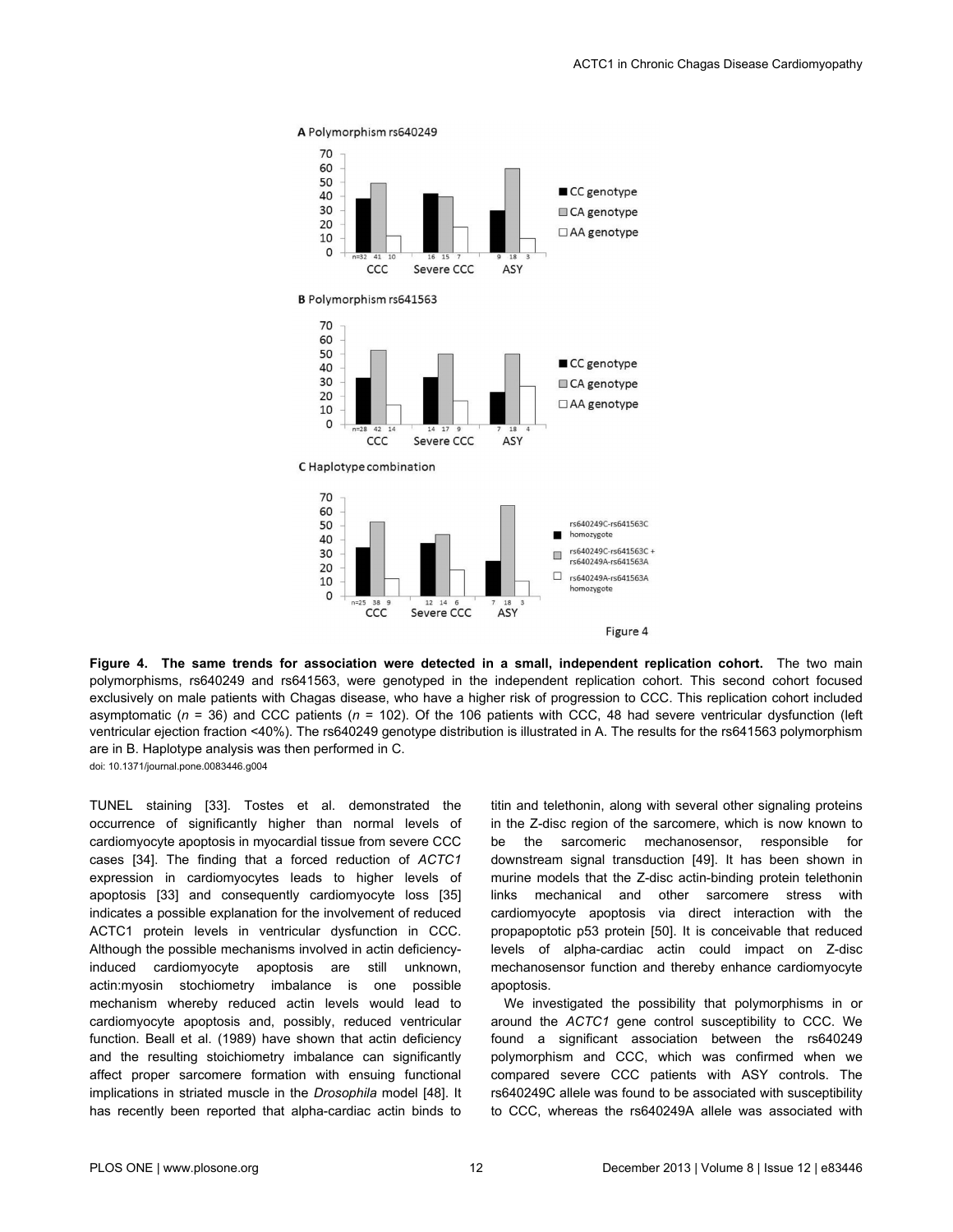**Figure 4. The same trends for association were detected in a small, independent replication cohort.** The two main polymorphisms, rs640249 and rs641563, were genotyped in the independent replication cohort. This second cohort focused exclusively on male patients with Chagas disease, who have a higher risk of progression to CCC. This replication cohort included asymptomatic ($n$ = 36) and CCC patients ($n$ = 102). Of the 106 patients with CCC, 48 had severe ventricular dysfunction (left ventricular ejection fraction <40%). The rs640249 genotype distribution is illustrated in A. The results for the rs641563 polymorphism are in B. Haplotype analysis was then performed in C.

doi: 10.1371/journal.pone.0083446.g004

TUNEL staining [33]. Tostes et al. demonstrated the occurrence of significantly higher than normal levels of cardiomyocyte apoptosis in myocardial tissue from severe CCC cases [34]. The finding that a forced reduction of *ACTC1* expression in cardiomyocytes leads to higher levels of apoptosis [33] and consequently cardiomyocyte loss [35] indicates a possible explanation for the involvement of reduced ACTC1 protein levels in ventricular dysfunction in CCC. Although the possible mechanisms involved in actin deficiency-induced cardiomyocyte apoptosis are still unknown, actin:myosin stochiometry imbalance is one possible mechanism whereby reduced actin levels would lead to cardiomyocyte apoptosis and, possibly, reduced ventricular function. Beall et al. (1989) have shown that actin deficiency and the resulting stoichiometry imbalance can significantly affect proper sarcomere formation with ensuing functional implications in striated muscle in the *Drosophila* model [48]. It has recently been reported that alpha-cardiac actin binds to titin and telethonin, along with several other signaling proteins in the Z-disc region of the sarcomere, which is now known to be the sarcomeric mechanosensor, responsible for downstream signal transduction [49]. It has been shown in murine models that the Z-disc actin-binding protein telethonin links mechanical and other sarcomere stress with cardiomyocyte apoptosis via direct interaction with the propapoptotic p53 protein [50]. It is conceivable that reduced levels of alpha-cardiac actin could impact on Z-disc mechanosensor function and thereby enhance cardiomyocyte apoptosis.

We investigated the possibility that polymorphisms in or around the *ACTC1* gene control susceptibility to CCC. We found a significant association between the rs640249 polymorphism and CCC, which was confirmed when we compared severe CCC patients with ASY controls. The rs640249C allele was found to be associated with susceptibility to CCC, whereas the rs640249A allele was associated with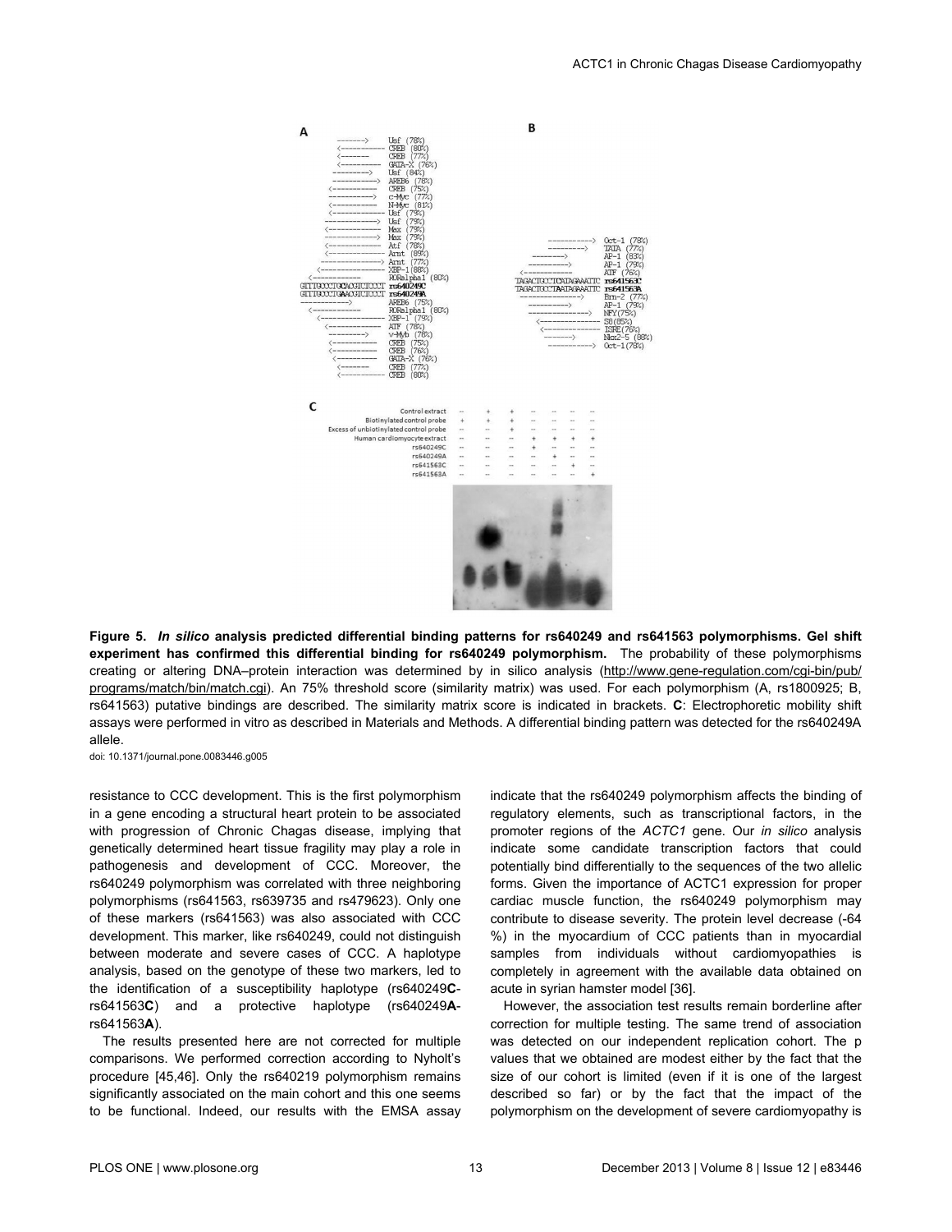**Figure 5. *In silico* analysis predicted differential binding patterns for rs640249 and rs641563 polymorphisms. Gel shift experiment has confirmed this differential binding for rs640249 polymorphism.** The probability of these polymorphisms creating or altering DNA–protein interaction was determined by in silico analysis (http://www.gene-regulation.com/cgi-bin/pub/programs/match/bin/match.cgi). An 75% threshold score (similarity matrix) was used. For each polymorphism (A, rs1800925; B, rs641563) putative bindings are described. The similarity matrix score is indicated in brackets. **C**: Electrophoretic mobility shift assays were performed in vitro as described in Materials and Methods. A differential binding pattern was detected for the rs640249A allele.

doi: 10.1371/journal.pone.0083446.g005

resistance to CCC development. This is the first polymorphism in a gene encoding a structural heart protein to be associated with progression of Chronic Chagas disease, implying that genetically determined heart tissue fragility may play a role in pathogenesis and development of CCC. Moreover, the rs640249 polymorphism was correlated with three neighboring polymorphisms (rs641563, rs639735 and rs479623). Only one of these markers (rs641563) was also associated with CCC development. This marker, like rs640249, could not distinguish between moderate and severe cases of CCC. A haplotype analysis, based on the genotype of these two markers, led to the identification of a susceptibility haplotype (rs640249**C**-rs641563**C**) and a protective haplotype (rs640249**A**-rs641563**A**).

The results presented here are not corrected for multiple comparisons. We performed correction according to Nyholt's procedure [45,46]. Only the rs640219 polymorphism remains significantly associated on the main cohort and this one seems to be functional. Indeed, our results with the EMSA assay indicate that the rs640249 polymorphism affects the binding of regulatory elements, such as transcriptional factors, in the promoter regions of the *ACTC1* gene. Our *in silico* analysis indicate some candidate transcription factors that could potentially bind differentially to the sequences of the two allelic forms. Given the importance of ACTC1 expression for proper cardiac muscle function, the rs640249 polymorphism may contribute to disease severity. The protein level decrease (-64 %) in the myocardium of CCC patients than in myocardial samples from individuals without cardiomyopathies is completely in agreement with the available data obtained on acute in syrian hamster model [36].

However, the association test results remain borderline after correction for multiple testing. The same trend of association was detected on our independent replication cohort. The p values that we obtained are modest either by the fact that the size of our cohort is limited (even if it is one of the largest described so far) or by the fact that the impact of the polymorphism on the development of severe cardiomyopathy is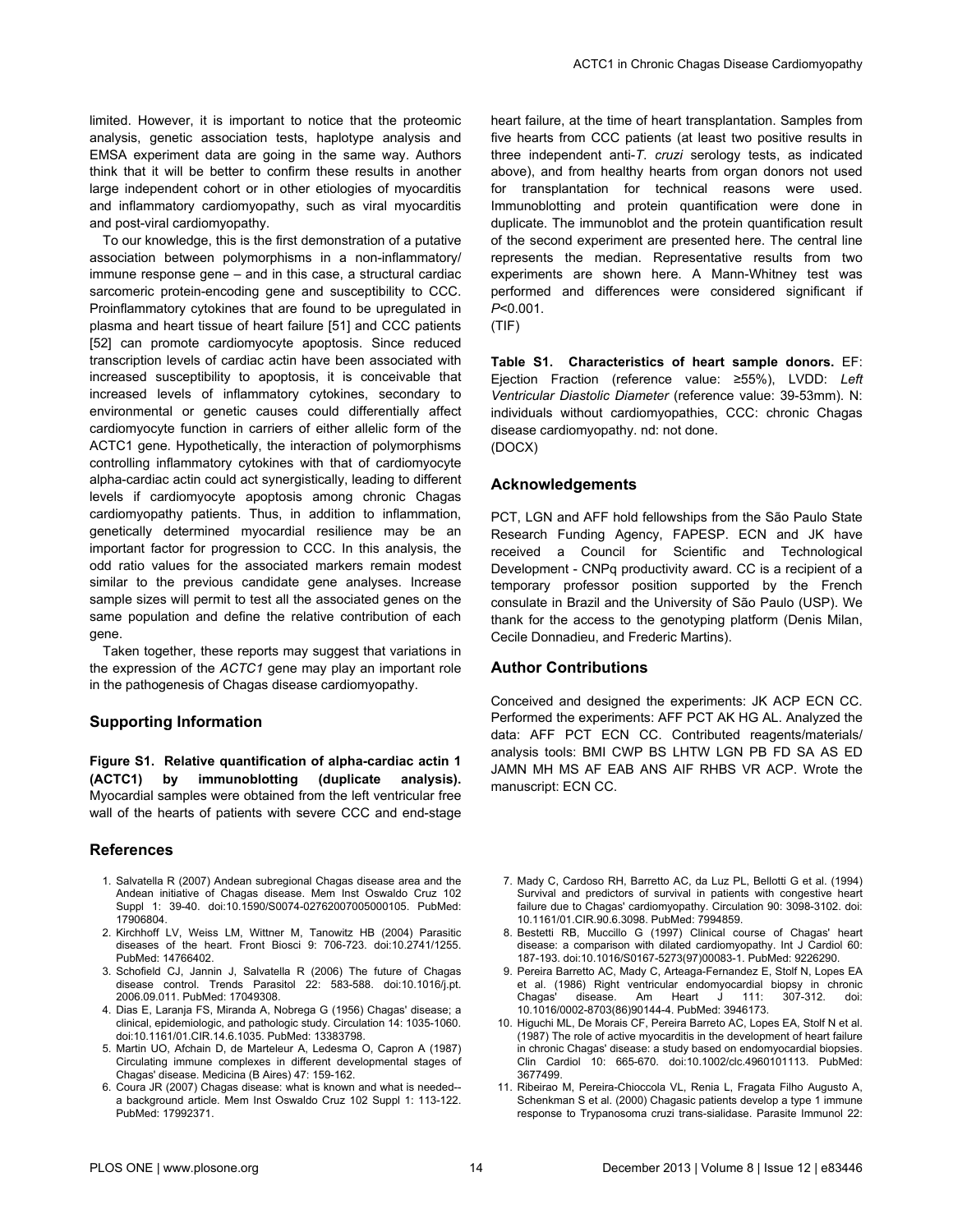limited. However, it is important to notice that the proteomic analysis, genetic association tests, haplotype analysis and EMSA experiment data are going in the same way. Authors think that it will be better to confirm these results in another large independent cohort or in other etiologies of myocarditis and inflammatory cardiomyopathy, such as viral myocarditis and post-viral cardiomyopathy.

To our knowledge, this is the first demonstration of a putative association between polymorphisms in a non-inflammatory/ immune response gene – and in this case, a structural cardiac sarcomeric protein-encoding gene and susceptibility to CCC. Proinflammatory cytokines that are found to be upregulated in plasma and heart tissue of heart failure [51] and CCC patients [52] can promote cardiomyocyte apoptosis. Since reduced transcription levels of cardiac actin have been associated with increased susceptibility to apoptosis, it is conceivable that increased levels of inflammatory cytokines, secondary to environmental or genetic causes could differentially affect cardiomyocyte function in carriers of either allelic form of the ACTC1 gene. Hypothetically, the interaction of polymorphisms controlling inflammatory cytokines with that of cardiomyocyte alpha-cardiac actin could act synergistically, leading to different levels if cardiomyocyte apoptosis among chronic Chagas cardiomyopathy patients. Thus, in addition to inflammation, genetically determined myocardial resilience may be an important factor for progression to CCC. In this analysis, the odd ratio values for the associated markers remain modest similar to the previous candidate gene analyses. Increase sample sizes will permit to test all the associated genes on the same population and define the relative contribution of each gene.

Taken together, these reports may suggest that variations in the expression of the *ACTC1* gene may play an important role in the pathogenesis of Chagas disease cardiomyopathy.

## Supporting Information

**Figure S1. Relative quantification of alpha-cardiac actin 1 (ACTC1) by immunoblotting (duplicate analysis).** Myocardial samples were obtained from the left ventricular free wall of the hearts of patients with severe CCC and end-stage heart failure, at the time of heart transplantation. Samples from five hearts from CCC patients (at least two positive results in three independent anti-*T. cruzi* serology tests, as indicated above), and from healthy hearts from organ donors not used for transplantation for technical reasons were used. Immunoblotting and protein quantification were done in duplicate. The immunoblot and the protein quantification result of the second experiment are presented here. The central line represents the median. Representative results from two experiments are shown here. A Mann-Whitney test was performed and differences were considered significant if $P<0.001$.
(TIF)

**Table S1. Characteristics of heart sample donors.** EF: Ejection Fraction (reference value: ≥55%), LVDD: *Left Ventricular Diastolic Diameter* (reference value: 39-53mm). N: individuals without cardiomyopathies, CCC: chronic Chagas disease cardiomyopathy. nd: not done.
(DOCX)

## Acknowledgements

PCT, LGN and AFF hold fellowships from the São Paulo State Research Funding Agency, FAPESP. ECN and JK have received a Council for Scientific and Technological Development - CNPq productivity award. CC is a recipient of a temporary professor position supported by the French consulate in Brazil and the University of São Paulo (USP). We thank for the access to the genotyping platform (Denis Milan, Cecile Donnadieu, and Frederic Martins).

## Author Contributions

Conceived and designed the experiments: JK ACP ECN CC. Performed the experiments: AFF PCT AK HG AL. Analyzed the data: AFF PCT ECN CC. Contributed reagents/materials/ analysis tools: BMI CWP BS LHTW LGN PB FD SA AS ED JAMN MH MS AF EAB ANS AIF RHBS VR ACP. Wrote the manuscript: ECN CC.

## References

1. Salvatella R (2007) Andean subregional Chagas disease area and the Andean initiative of Chagas disease. Mem Inst Oswaldo Cruz 102 Suppl 1: 39-40. doi:10.1590/S0074-02762007005000105. PubMed: 17906804.
2. Kirchhoff LV, Weiss LM, Wittner M, Tanowitz HB (2004) Parasitic diseases of the heart. Front Biosci 9: 706-723. doi:10.2741/1255. PubMed: 14766402.
3. Schofield CJ, Jannin J, Salvatella R (2006) The future of Chagas disease control. Trends Parasitol 22: 583-588. doi:10.1016/j.pt. 2006.09.011. PubMed: 17049308.
4. Dias E, Laranja FS, Miranda A, Nobrega G (1956) Chagas' disease; a clinical, epidemiologic, and pathologic study. Circulation 14: 1035-1060. doi:10.1161/01.CIR.14.6.1035. PubMed: 13383798.
5. Martin UO, Afchain D, de Marteleur A, Ledesma O, Capron A (1987) Circulating immune complexes in different developmental stages of Chagas' disease. Medicina (B Aires) 47: 159-162.
6. Coura JR (2007) Chagas disease: what is known and what is needed-- a background article. Mem Inst Oswaldo Cruz 102 Suppl 1: 113-122. PubMed: 17992371.
7. Mady C, Cardoso RH, Barretto AC, da Luz PL, Bellotti G et al. (1994) Survival and predictors of survival in patients with congestive heart failure due to Chagas' cardiomyopathy. Circulation 90: 3098-3102. doi: 10.1161/01.CIR.90.6.3098. PubMed: 7994859.
8. Bestetti RB, Muccillo G (1997) Clinical course of Chagas' heart disease: a comparison with dilated cardiomyopathy. Int J Cardiol 60: 187-193. doi:10.1016/S0167-5273(97)00083-1. PubMed: 9226290.
9. Pereira Barretto AC, Mady C, Arteaga-Fernandez E, Stolf N, Lopes EA et al. (1986) Right ventricular endomyocardial biopsy in chronic Chagas' disease. Am Heart J 111: 307-312. doi: 10.1016/0002-8703(86)90144-4. PubMed: 3946173.
10. Higuchi ML, De Morais CF, Pereira Barreto AC, Lopes EA, Stolf N et al. (1987) The role of active myocarditis in the development of heart failure in chronic Chagas' disease: a study based on endomyocardial biopsies. Clin Cardiol 10: 665-670. doi:10.1002/clc.4960101113. PubMed: 3677499.
11. Ribeirao M, Pereira-Chioccola VL, Renia L, Fragata Filho Augusto A, Schenkman S et al. (2000) Chagasic patients develop a type 1 immune response to Trypanosoma cruzi trans-sialidase. Parasite Immunol 22: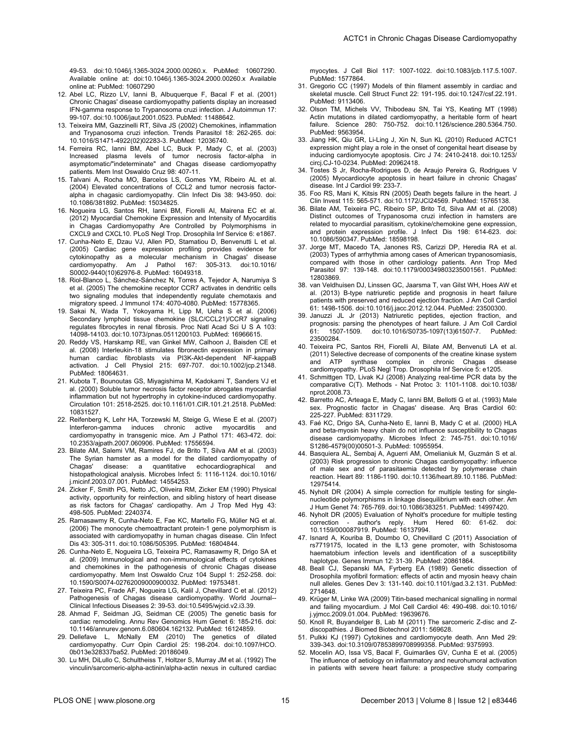49-53. doi:10.1046/j.1365-3024.2000.00260.x. PubMed: 10607290. Available online at: doi:10.1046/j.1365-3024.2000.00260.x Available online at: PubMed: 10607290

12. Abel LC, Rizzo LV, Ianni B, Albuquerque F, Bacal F et al. (2001) Chronic Chagas' disease cardiomyopathy patients display an increased IFN-gamma response to Trypanosoma cruzi infection. J Autoimmun 17: 99-107. doi:10.1006/jaut.2001.0523. PubMed: 11488642.
13. Teixeira MM, Gazzinelli RT, Silva JS (2002) Chemokines, inflammation and Trypanosoma cruzi infection. Trends Parasitol 18: 262-265. doi: 10.1016/S1471-4922(02)02283-3. PubMed: 12036740.
14. Ferreira RC, Ianni BM, Abel LC, Buck P, Mady C, et al. (2003) Increased plasma levels of tumor necrosis factor-alpha in asymptomatic/"indeterminate" and Chagas disease cardiomyopathy patients. Mem Inst Oswaldo Cruz 98: 407-11.
15. Talvani A, Rocha MO, Barcelos LS, Gomes YM, Ribeiro AL et al. (2004) Elevated concentrations of CCL2 and tumor necrosis factor-alpha in chagasic cardiomyopathy. Clin Infect Dis 38: 943-950. doi: 10.1086/381892. PubMed: 15034825.
16. Nogueira LG, Santos RH, Ianni BM, Fiorelli AI, Mairena EC et al. (2012) Myocardial Chemokine Expression and Intensity of Myocarditis in Chagas Cardiomyopathy Are Controlled by Polymorphisms in CXCL9 and CXCL10. PLoS Negl Trop. Drosophila Inf Service 6: e1867.
17. Cunha-Neto E, Dzau VJ, Allen PD, Stamatiou D, Benvenutti L et al. (2005) Cardiac gene expression profiling provides evidence for cytokinopathy as a molecular mechanism in Chagas' disease cardiomyopathy. Am J Pathol 167: 305-313. doi:10.1016/ S0002-9440(10)62976-8. PubMed: 16049318.
18. Riol-Blanco L, Sánchez-Sánchez N, Torres A, Tejedor A, Narumiya S et al. (2005) The chemokine receptor CCR7 activates in dendritic cells two signaling modules that independently regulate chemotaxis and migratory speed. J Immunol 174: 4070-4080. PubMed: 15778365.
19. Sakai N, Wada T, Yokoyama H, Lipp M, Ueha S et al. (2006) Secondary lymphoid tissue chemokine (SLC/CCL21)/CCR7 signaling regulates fibrocytes in renal fibrosis. Proc Natl Acad Sci U S A 103: 14098-14103. doi:10.1073/pnas.0511200103. PubMed: 16966615.
20. Reddy VS, Harskamp RE, van Ginkel MW, Calhoon J, Baisden CE et al. (2008) Interleukin-18 stimulates fibronectin expression in primary human cardiac fibroblasts via PI3K-Akt-dependent NF-kappaB activation. J Cell Physiol 215: 697-707. doi:10.1002/jcp.21348. PubMed: 18064631.
21. Kubota T, Bounoutas GS, Miyagishima M, Kadokami T, Sanders VJ et al. (2000) Soluble tumor necrosis factor receptor abrogates myocardial inflammation but not hypertrophy in cytokine-induced cardiomyopathy. Circulation 101: 2518-2525. doi:10.1161/01.CIR.101.21.2518. PubMed: 10831527.
22. Reifenberg K, Lehr HA, Torzewski M, Steige G, Wiese E et al. (2007) Interferon-gamma induces chronic active myocarditis and cardiomyopathy in transgenic mice. Am J Pathol 171: 463-472. doi: 10.2353/ajpath.2007.060906. PubMed: 17556594.
23. Bilate AM, Salemi VM, Ramires FJ, de Brito T, Silva AM et al. (2003) The Syrian hamster as a model for the dilated cardiomyopathy of Chagas' disease: a quantitative echocardiographical and histopathological analysis. Microbes Infect 5: 1116-1124. doi:10.1016/ j.micinf.2003.07.001. PubMed: 14554253.
24. Zicker F, Smith PG, Netto JC, Oliveira RM, Zicker EM (1990) Physical activity, opportunity for reinfection, and sibling history of heart disease as risk factors for Chagas' cardiopathy. Am J Trop Med Hyg 43: 498-505. PubMed: 2240374.
25. Ramasawmy R, Cunha-Neto E, Fae KC, Martello FG, Müller NG et al. (2006) The monocyte chemoattractant protein-1 gene polymorphism is associated with cardiomyopathy in human chagas disease. Clin Infect Dis 43: 305-311. doi:10.1086/505395. PubMed: 16804844.
26. Cunha-Neto E, Nogueira LG, Teixeira PC, Ramasawmy R, Drigo SA et al. (2009) Immunological and non-immunological effects of cytokines and chemokines in the pathogenesis of chronic Chagas disease cardiomyopathy. Mem Inst Oswaldo Cruz 104 Suppl 1: 252-258. doi: 10.1590/S0074-02762009000900032. PubMed: 19753481.
27. Teixeira PC, Frade AF, Nogueira LG, Kalil J, Chevillard C et al. (2012) Pathogenesis of Chagas disease cardiomyopathy. World Journal--Clinical Infectious Diseases 2: 39-53. doi:10.5495/wjcid.v2.i3.39.
28. Ahmad F, Seidman JG, Seidman CE (2005) The genetic basis for cardiac remodeling. Annu Rev Genomics Hum Genet 6: 185-216. doi: 10.1146/annurev.genom.6.080604.162132. PubMed: 16124859.
29. Dellefave L, McNally EM (2010) The genetics of dilated cardiomyopathy. Curr Opin Cardiol 25: 198-204. doi:10.1097/HCO. 0b013e328337ba52. PubMed: 20186049.
30. Lu MH, DiLullo C, Schultheiss T, Holtzer S, Murray JM et al. (1992) The vinculin/sarcomeric-alpha-actinin/alpha-actin nexus in cultured cardiac myocytes. J Cell Biol 117: 1007-1022. doi:10.1083/jcb.117.5.1007. PubMed: 1577864.
31. Gregorio CC (1997) Models of thin filament assembly in cardiac and skeletal muscle. Cell Struct Funct 22: 191-195. doi:10.1247/csf.22.191. PubMed: 9113406.
32. Olson TM, Michels VV, Thibodeau SN, Tai YS, Keating MT (1998) Actin mutations in dilated cardiomyopathy, a heritable form of heart failure. Science 280: 750-752. doi:10.1126/science.280.5364.750. PubMed: 9563954.
33. Jiang HK, Qiu GR, Li-Ling J, Xin N, Sun KL (2010) Reduced ACTC1 expression might play a role in the onset of congenital heart disease by inducing cardiomyocyte apoptosis. Circ J 74: 2410-2418. doi:10.1253/ circj.CJ-10-0234. PubMed: 20962418.
34. Tostes S Jr, Rocha-Rodrigues D, de Araujo Pereira G, Rodrigues V (2005) Myocardiocyte apoptosis in heart failure in chronic Chagas' disease. Int J Cardiol 99: 233-7.
35. Foo RS, Mani K, Kitsis RN (2005) Death begets failure in the heart. J Clin Invest 115: 565-571. doi:10.1172/JCI24569. PubMed: 15765138.
36. Bilate AM, Teixeira PC, Ribeiro SP, Brito Td, Silva AM et al. (2008) Distinct outcomes of Trypanosoma cruzi infection in hamsters are related to myocardial parasitism, cytokine/chemokine gene expression, and protein expression profile. J Infect Dis 198: 614-623. doi: 10.1086/590347. PubMed: 18598198.
37. Jorge MT, Macedo TA, Janones RS, Carizzi DP, Heredia RA et al. (2003) Types of arrhythmia among cases of American trypanosomiasis, compared with those in other cardiology patients. Ann Trop Med Parasitol 97: 139-148. doi:10.1179/000349803235001561. PubMed: 12803869.
38. van Veldhuisen DJ, Linssen GC, Jaarsma T, van Gilst WH, Hoes AW et al. (2013) B-type natriuretic peptide and prognosis in heart failure patients with preserved and reduced ejection fraction. J Am Coll Cardiol 61: 1498-1506. doi:10.1016/j.jacc.2012.12.044. PubMed: 23500300.
39. Januzzi JL Jr (2013) Natriuretic peptides, ejection fraction, and prognosis: parsing the phenotypes of heart failure. J Am Coll Cardiol 61: 1507-1509. doi:10.1016/S0735-1097(13)61507-7. PubMed: 23500284.
40. Teixeira PC, Santos RH, Fiorelli AI, Bilate AM, Benvenuti LA et al. (2011) Selective decrease of components of the creatine kinase system and ATP synthase complex in chronic Chagas disease cardiomyopathy. PLoS Negl Trop. Drosophila Inf Service 5: e1205.
41. Schmittgen TD, Livak KJ (2008) Analyzing real-time PCR data by the comparative C(T). Methods - Nat Protoc 3: 1101-1108. doi:10.1038/ nprot.2008.73.
42. Barretto AC, Arteaga E, Mady C, Ianni BM, Bellotti G et al. (1993) Male sex. Prognostic factor in Chagas' disease. Arq Bras Cardiol 60: 225-227. PubMed: 8311729.
43. Faé KC, Drigo SA, Cunha-Neto E, Ianni B, Mady C et al. (2000) HLA and beta-myosin heavy chain do not influence susceptibility to Chagas disease cardiomyopathy. Microbes Infect 2: 745-751. doi:10.1016/ S1286-4579(00)00501-3. PubMed: 10955954.
44. Basquiera AL, Sembaj A, Aguerri AM, Omelianiuk M, Guzmán S et al. (2003) Risk progression to chronic Chagas cardiomyopathy: influence of male sex and of parasitaemia detected by polymerase chain reaction. Heart 89: 1186-1190. doi:10.1136/heart.89.10.1186. PubMed: 12975414.
45. Nyholt DR (2004) A simple correction for multiple testing for single-nucleotide polymorphisms in linkage disequilibrium with each other. Am J Hum Genet 74: 765-769. doi:10.1086/383251. PubMed: 14997420.
46. Nyholt DR (2005) Evaluation of Nyholt's procedure for multiple testing correction - author's reply. Hum Hered 60: 61-62. doi: 10.1159/000087919. PubMed: 16137994.
47. Isnard A, Kouriba B, Doumbo O, Chevillard C (2011) Association of rs7719175, located in the IL13 gene promoter, with Schistosoma haematobium infection levels and identification of a susceptibility haplotype. Genes Immun 12: 31-39. PubMed: 20861864.
48. Beall CJ, Sepanski MA, Fyrberg EA (1989) Genetic dissection of Drosophila myofibril formation: effects of actin and myosin heavy chain null alleles. Genes Dev 3: 131-140. doi:10.1101/gad.3.2.131. PubMed: 2714648.
49. Krüger M, Linke WA (2009) Titin-based mechanical signalling in normal and failing myocardium. J Mol Cell Cardiol 46: 490-498. doi:10.1016/ j.yjmcc.2009.01.004. PubMed: 19639676.
50. Knoll R, Buyandelger B, Lab M (2011) The sarcomeric Z-disc and Z-discopathies. J Biomed Biotechnol 2011: 569628.
51. Pulkki KJ (1997) Cytokines and cardiomyocyte death. Ann Med 29: 339-343. doi:10.3109/07853899708999358. PubMed: 9375993.
52. Mocelin AO, Issa VS, Bacal F, Guimarães GV, Cunha E et al. (2005) The influence of aetiology on inflammatory and neurohumoral activation in patients with severe heart failure: a prospective study comparing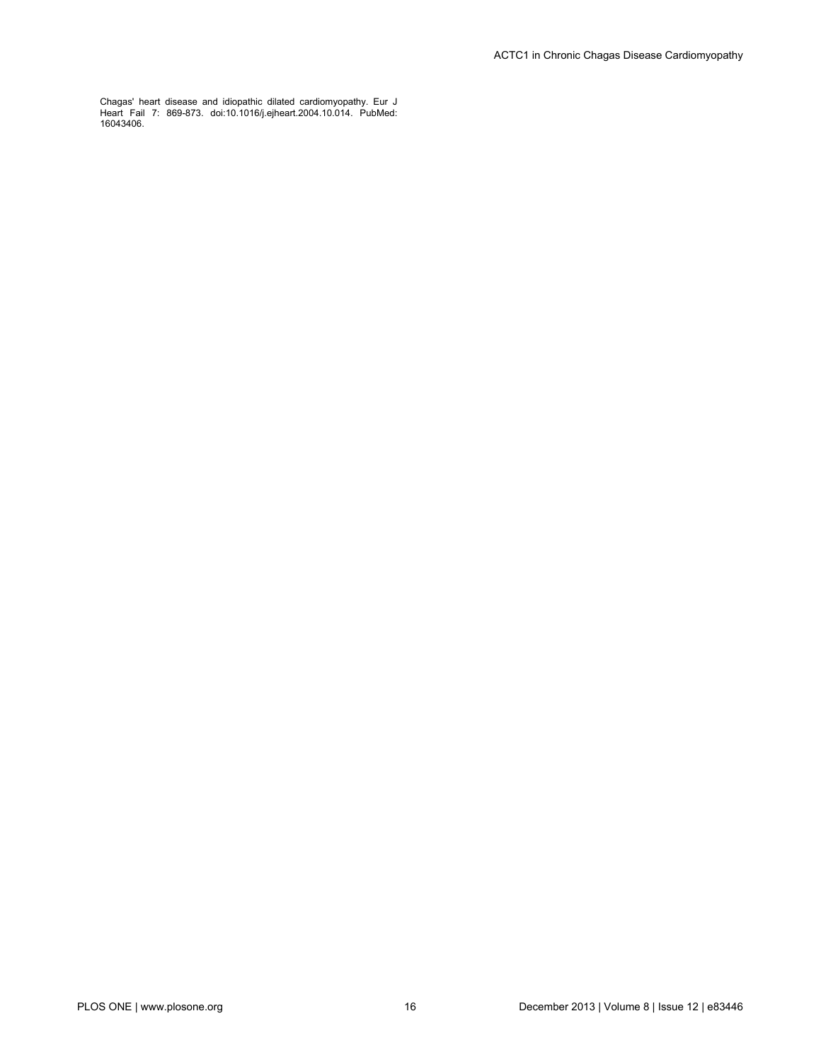Chagas' heart disease and idiopathic dilated cardiomyopathy. Eur J Heart Fail 7: 869-873. doi:10.1016/j.ejheart.2004.10.014. PubMed: 16043406.